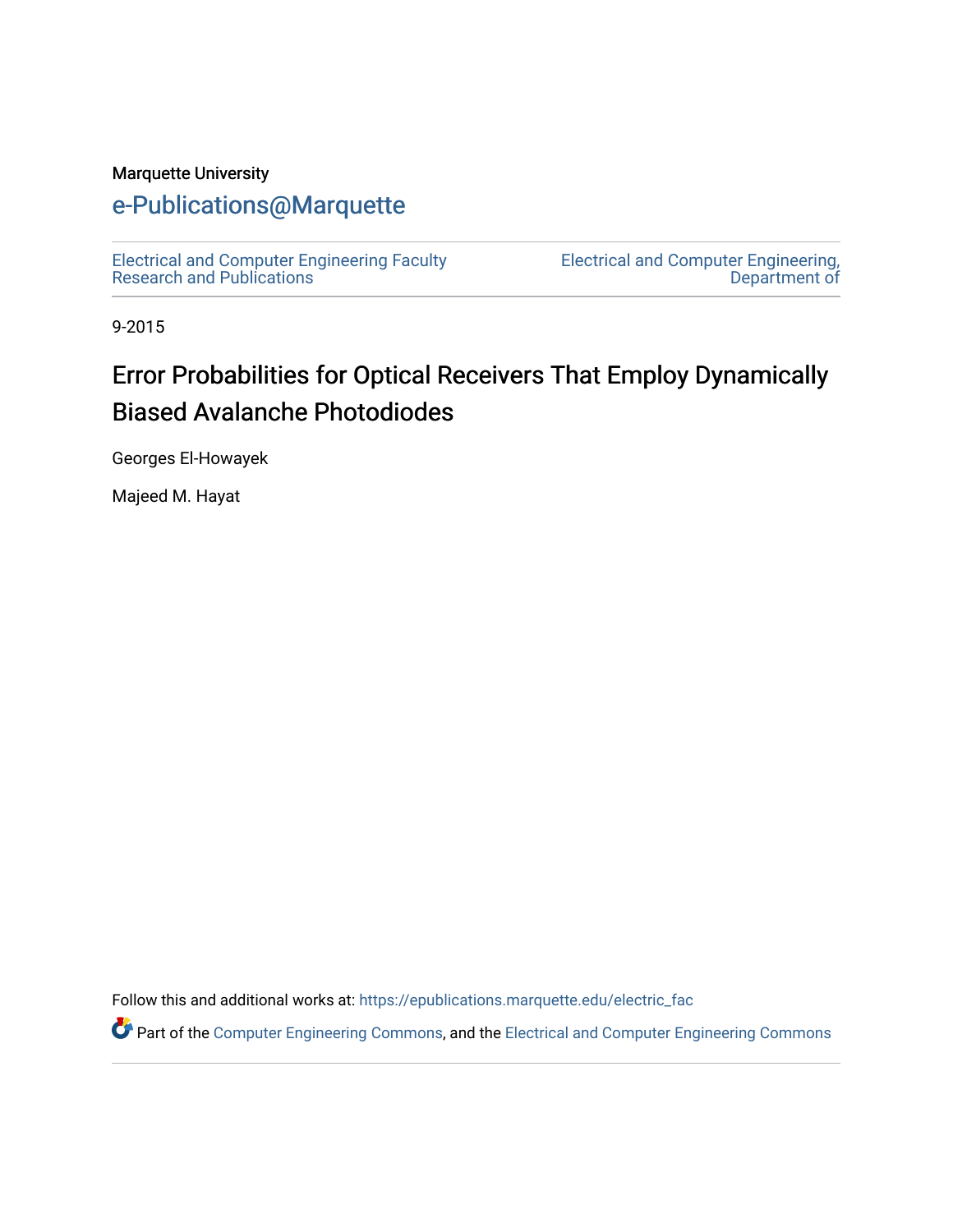Marquette University

# e-Publications@Marquette

Electrical and Computer Engineering Faculty Research and Publications

Electrical and Computer Engineering, Department of

9-2015

## Error Probabilities for Optical Receivers That Employ Dynamically Biased Avalanche Photodiodes

Georges El-Howayek

Majeed M. Hayat

Follow this and additional works at: https://epublications.marquette.edu/electric_fac

Part of the Computer Engineering Commons, and the Electrical and Computer Engineering Commons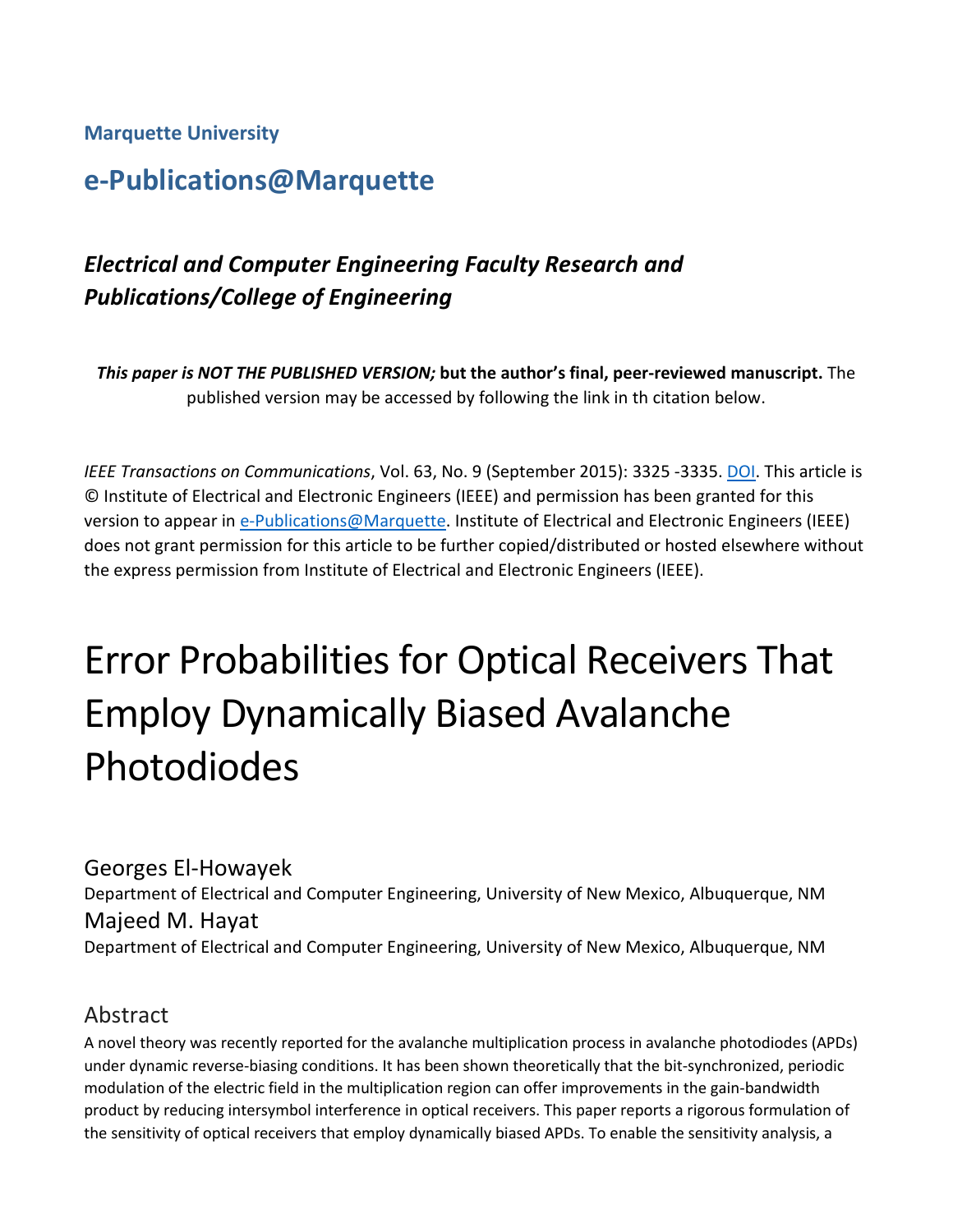**Marquette University**

## e-Publications@Marquette

### *Electrical and Computer Engineering Faculty Research and Publications/College of Engineering*

***This paper is NOT THE PUBLISHED VERSION;*** **but the author's final, peer-reviewed manuscript.** The published version may be accessed by following the link in th citation below.

*IEEE Transactions on Communications*, Vol. 63, No. 9 (September 2015): 3325 -3335. DOI. This article is © Institute of Electrical and Electronic Engineers (IEEE) and permission has been granted for this version to appear in e-Publications@Marquette. Institute of Electrical and Electronic Engineers (IEEE) does not grant permission for this article to be further copied/distributed or hosted elsewhere without the express permission from Institute of Electrical and Electronic Engineers (IEEE).

# Error Probabilities for Optical Receivers That Employ Dynamically Biased Avalanche Photodiodes

Georges El-Howayek
Department of Electrical and Computer Engineering, University of New Mexico, Albuquerque, NM

Majeed M. Hayat
Department of Electrical and Computer Engineering, University of New Mexico, Albuquerque, NM

## Abstract

A novel theory was recently reported for the avalanche multiplication process in avalanche photodiodes (APDs) under dynamic reverse-biasing conditions. It has been shown theoretically that the bit-synchronized, periodic modulation of the electric field in the multiplication region can offer improvements in the gain-bandwidth product by reducing intersymbol interference in optical receivers. This paper reports a rigorous formulation of the sensitivity of optical receivers that employ dynamically biased APDs. To enable the sensitivity analysis, a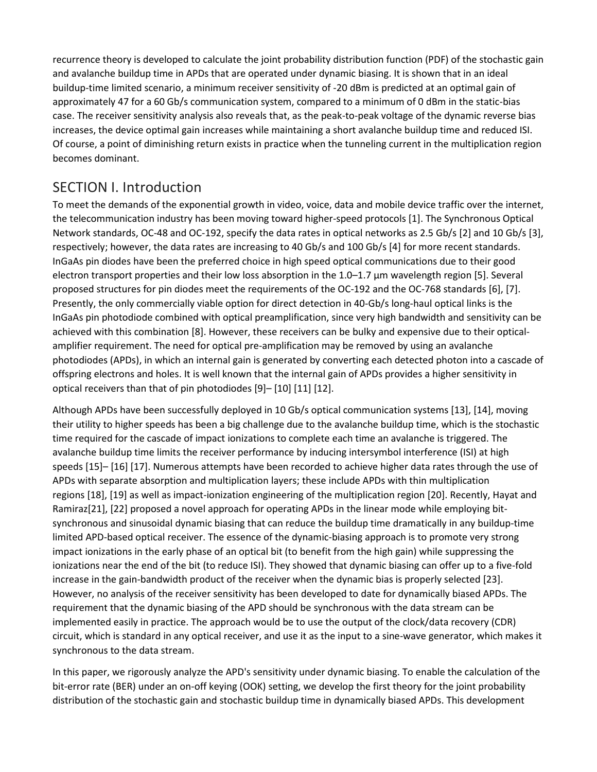recurrence theory is developed to calculate the joint probability distribution function (PDF) of the stochastic gain and avalanche buildup time in APDs that are operated under dynamic biasing. It is shown that in an ideal buildup-time limited scenario, a minimum receiver sensitivity of -20 dBm is predicted at an optimal gain of approximately 47 for a 60 Gb/s communication system, compared to a minimum of 0 dBm in the static-bias case. The receiver sensitivity analysis also reveals that, as the peak-to-peak voltage of the dynamic reverse bias increases, the device optimal gain increases while maintaining a short avalanche buildup time and reduced ISI. Of course, a point of diminishing return exists in practice when the tunneling current in the multiplication region becomes dominant.

## SECTION I. Introduction

To meet the demands of the exponential growth in video, voice, data and mobile device traffic over the internet, the telecommunication industry has been moving toward higher-speed protocols [1]. The Synchronous Optical Network standards, OC-48 and OC-192, specify the data rates in optical networks as 2.5 Gb/s [2] and 10 Gb/s [3], respectively; however, the data rates are increasing to 40 Gb/s and 100 Gb/s [4] for more recent standards. InGaAs pin diodes have been the preferred choice in high speed optical communications due to their good electron transport properties and their low loss absorption in the 1.0–1.7 μm wavelength region [5]. Several proposed structures for pin diodes meet the requirements of the OC-192 and the OC-768 standards [6], [7]. Presently, the only commercially viable option for direct detection in 40-Gb/s long-haul optical links is the InGaAs pin photodiode combined with optical preamplification, since very high bandwidth and sensitivity can be achieved with this combination [8]. However, these receivers can be bulky and expensive due to their optical-amplifier requirement. The need for optical pre-amplification may be removed by using an avalanche photodiodes (APDs), in which an internal gain is generated by converting each detected photon into a cascade of offspring electrons and holes. It is well known that the internal gain of APDs provides a higher sensitivity in optical receivers than that of pin photodiodes [9]– [10] [11] [12].

Although APDs have been successfully deployed in 10 Gb/s optical communication systems [13], [14], moving their utility to higher speeds has been a big challenge due to the avalanche buildup time, which is the stochastic time required for the cascade of impact ionizations to complete each time an avalanche is triggered. The avalanche buildup time limits the receiver performance by inducing intersymbol interference (ISI) at high speeds [15]– [16] [17]. Numerous attempts have been recorded to achieve higher data rates through the use of APDs with separate absorption and multiplication layers; these include APDs with thin multiplication regions [18], [19] as well as impact-ionization engineering of the multiplication region [20]. Recently, Hayat and Ramiraz[21], [22] proposed a novel approach for operating APDs in the linear mode while employing bit-synchronous and sinusoidal dynamic biasing that can reduce the buildup time dramatically in any buildup-time limited APD-based optical receiver. The essence of the dynamic-biasing approach is to promote very strong impact ionizations in the early phase of an optical bit (to benefit from the high gain) while suppressing the ionizations near the end of the bit (to reduce ISI). They showed that dynamic biasing can offer up to a five-fold increase in the gain-bandwidth product of the receiver when the dynamic bias is properly selected [23]. However, no analysis of the receiver sensitivity has been developed to date for dynamically biased APDs. The requirement that the dynamic biasing of the APD should be synchronous with the data stream can be implemented easily in practice. The approach would be to use the output of the clock/data recovery (CDR) circuit, which is standard in any optical receiver, and use it as the input to a sine-wave generator, which makes it synchronous to the data stream.

In this paper, we rigorously analyze the APD's sensitivity under dynamic biasing. To enable the calculation of the bit-error rate (BER) under an on-off keying (OOK) setting, we develop the first theory for the joint probability distribution of the stochastic gain and stochastic buildup time in dynamically biased APDs. This development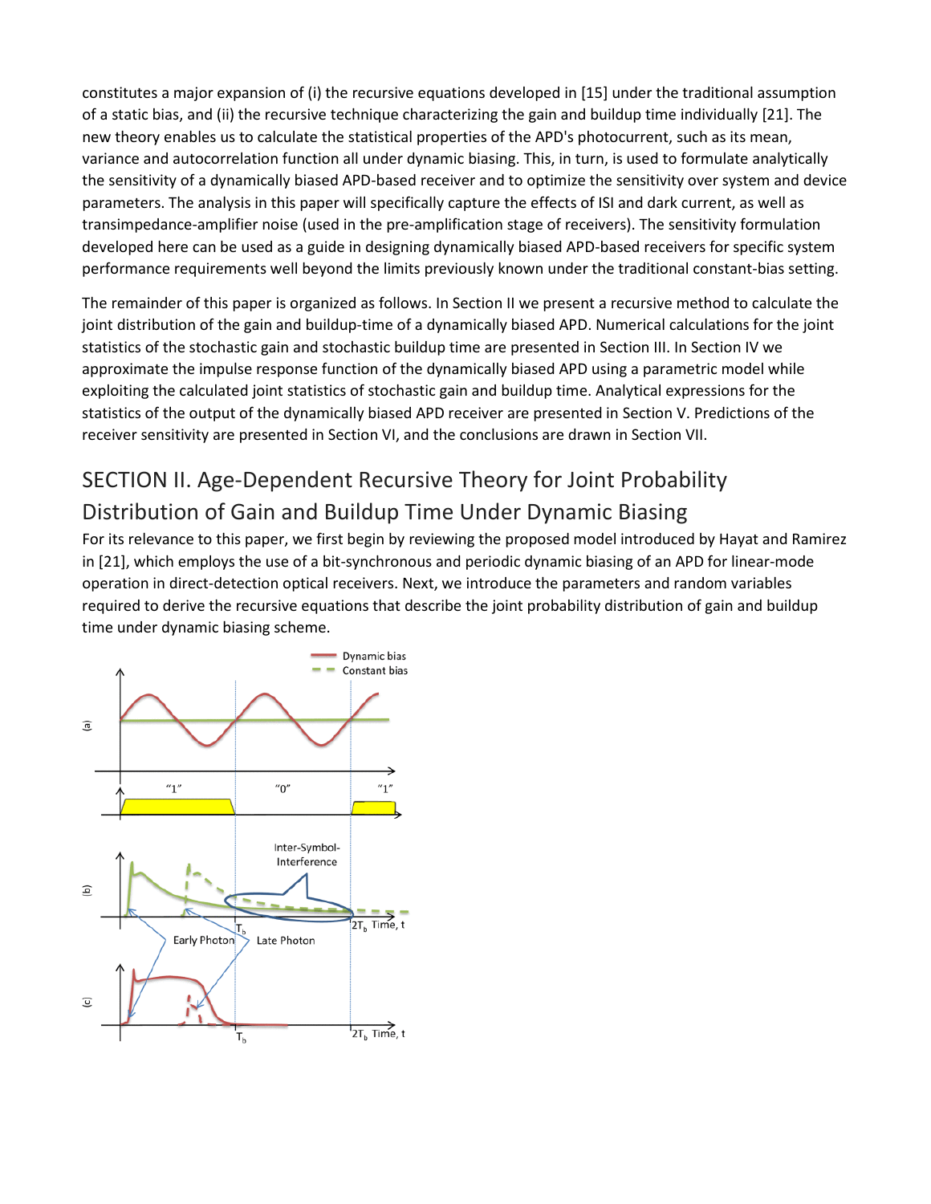constitutes a major expansion of (i) the recursive equations developed in [15] under the traditional assumption of a static bias, and (ii) the recursive technique characterizing the gain and buildup time individually [21]. The new theory enables us to calculate the statistical properties of the APD's photocurrent, such as its mean, variance and autocorrelation function all under dynamic biasing. This, in turn, is used to formulate analytically the sensitivity of a dynamically biased APD-based receiver and to optimize the sensitivity over system and device parameters. The analysis in this paper will specifically capture the effects of ISI and dark current, as well as transimpedance-amplifier noise (used in the pre-amplification stage of receivers). The sensitivity formulation developed here can be used as a guide in designing dynamically biased APD-based receivers for specific system performance requirements well beyond the limits previously known under the traditional constant-bias setting.

The remainder of this paper is organized as follows. In Section II we present a recursive method to calculate the joint distribution of the gain and buildup-time of a dynamically biased APD. Numerical calculations for the joint statistics of the stochastic gain and stochastic buildup time are presented in Section III. In Section IV we approximate the impulse response function of the dynamically biased APD using a parametric model while exploiting the calculated joint statistics of stochastic gain and buildup time. Analytical expressions for the statistics of the output of the dynamically biased APD receiver are presented in Section V. Predictions of the receiver sensitivity are presented in Section VI, and the conclusions are drawn in Section VII.

## SECTION II. Age-Dependent Recursive Theory for Joint Probability Distribution of Gain and Buildup Time Under Dynamic Biasing

For its relevance to this paper, we first begin by reviewing the proposed model introduced by Hayat and Ramirez in [21], which employs the use of a bit-synchronous and periodic dynamic biasing of an APD for linear-mode operation in direct-detection optical receivers. Next, we introduce the parameters and random variables required to derive the recursive equations that describe the joint probability distribution of gain and buildup time under dynamic biasing scheme.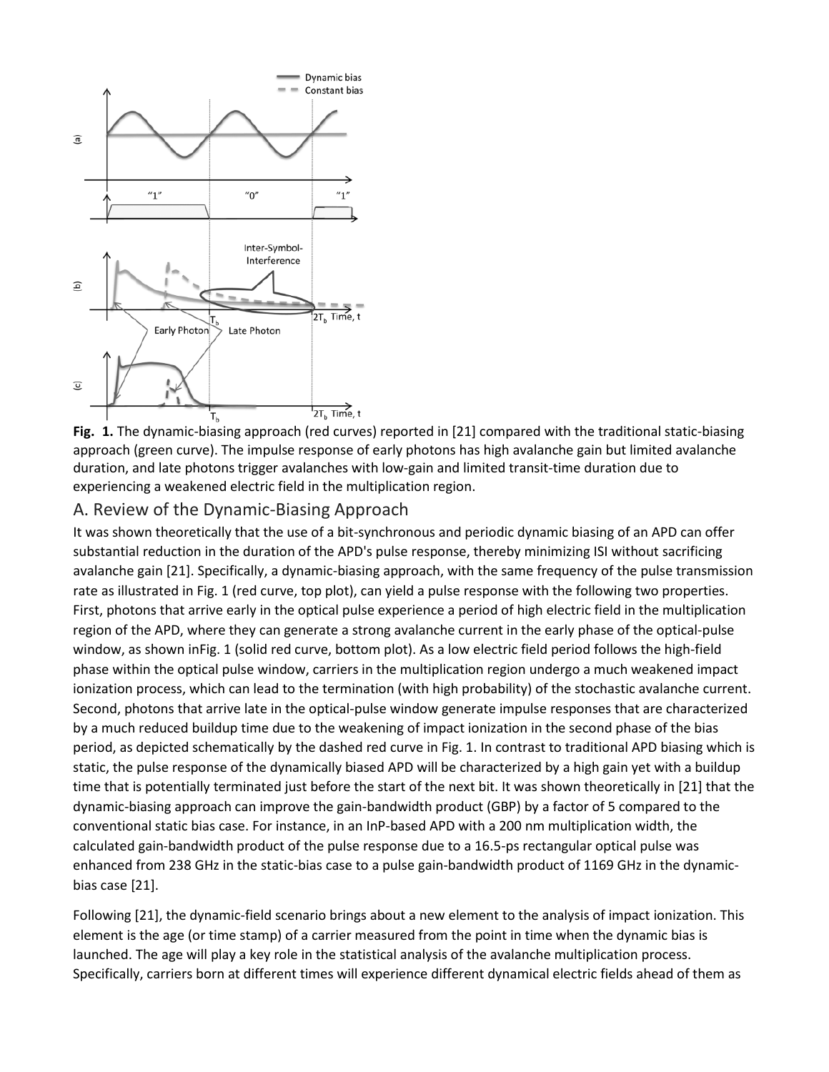**Fig. 1.** The dynamic-biasing approach (red curves) reported in [21] compared with the traditional static-biasing approach (green curve). The impulse response of early photons has high avalanche gain but limited avalanche duration, and late photons trigger avalanches with low-gain and limited transit-time duration due to experiencing a weakened electric field in the multiplication region.

## A. Review of the Dynamic-Biasing Approach

It was shown theoretically that the use of a bit-synchronous and periodic dynamic biasing of an APD can offer substantial reduction in the duration of the APD's pulse response, thereby minimizing ISI without sacrificing avalanche gain [21]. Specifically, a dynamic-biasing approach, with the same frequency of the pulse transmission rate as illustrated in Fig. 1 (red curve, top plot), can yield a pulse response with the following two properties. First, photons that arrive early in the optical pulse experience a period of high electric field in the multiplication region of the APD, where they can generate a strong avalanche current in the early phase of the optical-pulse window, as shown inFig. 1 (solid red curve, bottom plot). As a low electric field period follows the high-field phase within the optical pulse window, carriers in the multiplication region undergo a much weakened impact ionization process, which can lead to the termination (with high probability) of the stochastic avalanche current. Second, photons that arrive late in the optical-pulse window generate impulse responses that are characterized by a much reduced buildup time due to the weakening of impact ionization in the second phase of the bias period, as depicted schematically by the dashed red curve in Fig. 1. In contrast to traditional APD biasing which is static, the pulse response of the dynamically biased APD will be characterized by a high gain yet with a buildup time that is potentially terminated just before the start of the next bit. It was shown theoretically in [21] that the dynamic-biasing approach can improve the gain-bandwidth product (GBP) by a factor of 5 compared to the conventional static bias case. For instance, in an InP-based APD with a 200 nm multiplication width, the calculated gain-bandwidth product of the pulse response due to a 16.5-ps rectangular optical pulse was enhanced from 238 GHz in the static-bias case to a pulse gain-bandwidth product of 1169 GHz in the dynamic-bias case [21].

Following [21], the dynamic-field scenario brings about a new element to the analysis of impact ionization. This element is the age (or time stamp) of a carrier measured from the point in time when the dynamic bias is launched. The age will play a key role in the statistical analysis of the avalanche multiplication process. Specifically, carriers born at different times will experience different dynamical electric fields ahead of them as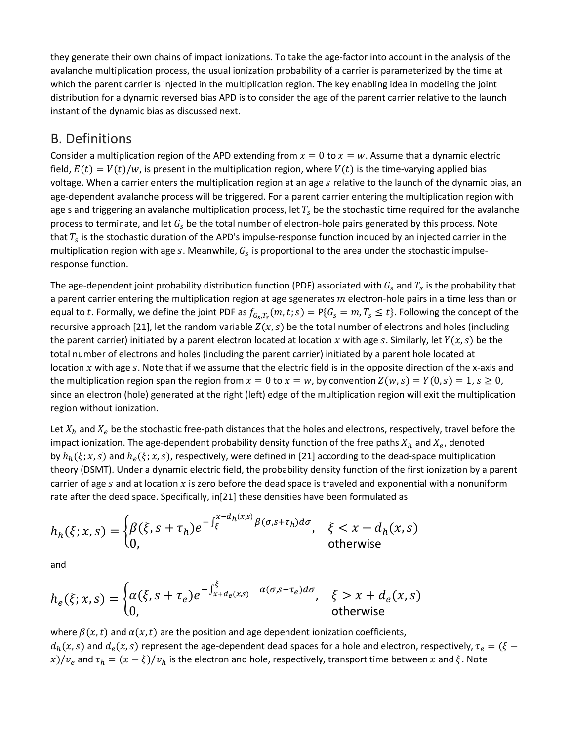they generate their own chains of impact ionizations. To take the age-factor into account in the analysis of the avalanche multiplication process, the usual ionization probability of a carrier is parameterized by the time at which the parent carrier is injected in the multiplication region. The key enabling idea in modeling the joint distribution for a dynamic reversed bias APD is to consider the age of the parent carrier relative to the launch instant of the dynamic bias as discussed next.

## B. Definitions

Consider a multiplication region of the APD extending from $x = 0$ to $x = w$. Assume that a dynamic electric field, $E(t) = V(t)/w$, is present in the multiplication region, where $V(t)$ is the time-varying applied bias voltage. When a carrier enters the multiplication region at an age $s$ relative to the launch of the dynamic bias, an age-dependent avalanche process will be triggered. For a parent carrier entering the multiplication region with age s and triggering an avalanche multiplication process, let $T_s$ be the stochastic time required for the avalanche process to terminate, and let $G_s$ be the total number of electron-hole pairs generated by this process. Note that $T_s$ is the stochastic duration of the APD's impulse-response function induced by an injected carrier in the multiplication region with age $s$. Meanwhile, $G_s$ is proportional to the area under the stochastic impulse-response function.

The age-dependent joint probability distribution function (PDF) associated with $G_s$ and $T_s$ is the probability that a parent carrier entering the multiplication region at age sgenerates $m$ electron-hole pairs in a time less than or equal to $t$. Formally, we define the joint PDF as $f_{G_s,T_s}(m,t;s) = \mathrm{P}\{G_s = m, T_s \leq t\}$. Following the concept of the recursive approach [21], let the random variable $Z(x,s)$ be the total number of electrons and holes (including the parent carrier) initiated by a parent electron located at location $x$ with age $s$. Similarly, let $Y(x,s)$ be the total number of electrons and holes (including the parent carrier) initiated by a parent hole located at location $x$ with age $s$. Note that if we assume that the electric field is in the opposite direction of the x-axis and the multiplication region span the region from $x = 0$ to $x = w$, by convention $Z(w,s) = Y(0,s) = 1$, $s \geq 0$, since an electron (hole) generated at the right (left) edge of the multiplication region will exit the multiplication region without ionization.

Let $X_h$ and $X_e$ be the stochastic free-path distances that the holes and electrons, respectively, travel before the impact ionization. The age-dependent probability density function of the free paths $X_h$ and $X_e$, denoted by $h_h(\xi;x,s)$ and $h_e(\xi;x,s)$, respectively, were defined in [21] according to the dead-space multiplication theory (DSMT). Under a dynamic electric field, the probability density function of the first ionization by a parent carrier of age $s$ and at location $x$ is zero before the dead space is traveled and exponential with a nonuniform rate after the dead space. Specifically, in[21] these densities have been formulated as

$$h_h(\xi;x,s) = \begin{cases} \beta(\xi, s+\tau_h) e^{-\int_{\xi}^{x-d_h(x,s)} \beta(\sigma, s+\tau_h) d\sigma}, & \xi < x - d_h(x,s) \\ 0, & \text{otherwise} \end{cases}$$

and

$$h_e(\xi;x,s) = \begin{cases} \alpha(\xi, s+\tau_e) e^{-\int_{x+d_e(x,s)}^{\xi} \alpha(\sigma, s+\tau_e) d\sigma}, & \xi > x + d_e(x,s) \\ 0, & \text{otherwise} \end{cases}$$

where $\beta(x,t)$ and $\alpha(x,t)$ are the position and age dependent ionization coefficients, $d_h(x,s)$ and $d_e(x,s)$ represent the age-dependent dead spaces for a hole and electron, respectively, $\tau_e = (\xi - x)/v_e$ and $\tau_h = (x - \xi)/v_h$ is the electron and hole, respectively, transport time between $x$ and $\xi$. Note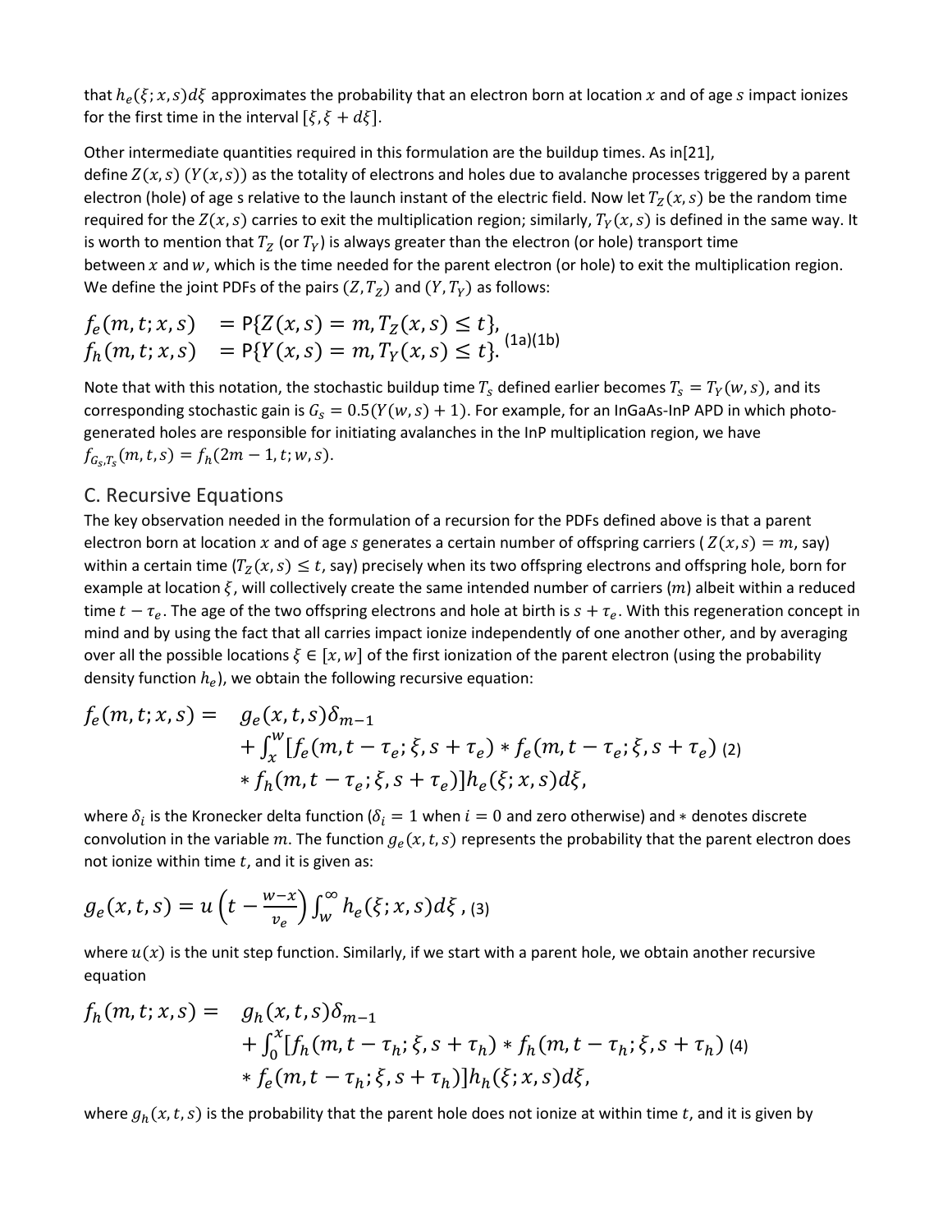that $h_e(\xi; x, s)d\xi$ approximates the probability that an electron born at location $x$ and of age $s$ impact ionizes for the first time in the interval $[\xi, \xi + d\xi]$.

Other intermediate quantities required in this formulation are the buildup times. As in[21], define $Z(x,s)$ ($Y(x,s)$) as the totality of electrons and holes due to avalanche processes triggered by a parent electron (hole) of age s relative to the launch instant of the electric field. Now let $T_Z(x,s)$ be the random time required for the $Z(x,s)$ carries to exit the multiplication region; similarly, $T_Y(x,s)$ is defined in the same way. It is worth to mention that $T_Z$ (or $T_Y$) is always greater than the electron (or hole) transport time between $x$ and $w$, which is the time needed for the parent electron (or hole) to exit the multiplication region. We define the joint PDFs of the pairs $(Z, T_Z)$ and $(Y, T_Y)$ as follows:

$$\begin{aligned} f_e(m,t;x,s) &= \mathsf{P}\{Z(x,s) = m, T_Z(x,s) \leq t\}, \\ f_h(m,t;x,s) &= \mathsf{P}\{Y(x,s) = m, T_Y(x,s) \leq t\}. \end{aligned} \quad (1a)(1b)$$

Note that with this notation, the stochastic buildup time $T_s$ defined earlier becomes $T_s = T_Y(w,s)$, and its corresponding stochastic gain is $G_s = 0.5(Y(w,s) + 1)$. For example, for an InGaAs-InP APD in which photo-generated holes are responsible for initiating avalanches in the InP multiplication region, we have $f_{G_s,T_s}(m,t,s) = f_h(2m-1,t;w,s)$.

## C. Recursive Equations

The key observation needed in the formulation of a recursion for the PDFs defined above is that a parent electron born at location $x$ and of age $s$ generates a certain number of offspring carriers ( $Z(x,s) = m$, say) within a certain time ($T_Z(x,s) \leq t$, say) precisely when its two offspring electrons and offspring hole, born for example at location $\xi$, will collectively create the same intended number of carriers ($m$) albeit within a reduced time $t - \tau_e$. The age of the two offspring electrons and hole at birth is $s + \tau_e$. With this regeneration concept in mind and by using the fact that all carries impact ionize independently of one another other, and by averaging over all the possible locations $\xi \in [x, w]$ of the first ionization of the parent electron (using the probability density function $h_e$), we obtain the following recursive equation:

$$\begin{aligned} f_e(m,t;x,s) = \quad & g_e(x,t,s)\delta_{m-1} \\ & + \int_x^w [f_e(m,t-\tau_e;\xi,s+\tau_e) * f_e(m,t-\tau_e;\xi,s+\tau_e) \\ & * f_h(m,t-\tau_e;\xi,s+\tau_e)] h_e(\xi;x,s)d\xi, \end{aligned} \quad (2)$$

where $\delta_i$ is the Kronecker delta function ($\delta_i = 1$ when $i = 0$ and zero otherwise) and $*$ denotes discrete convolution in the variable $m$. The function $g_e(x,t,s)$ represents the probability that the parent electron does not ionize within time $t$, and it is given as:

$$g_e(x,t,s) = u\left(t - \frac{w-x}{v_e}\right) \int_w^\infty h_e(\xi;x,s)d\xi \,, \quad (3)$$

where $u(x)$ is the unit step function. Similarly, if we start with a parent hole, we obtain another recursive equation

$$\begin{aligned} f_h(m,t;x,s) = \quad & g_h(x,t,s)\delta_{m-1} \\ & + \int_0^x [f_h(m,t-\tau_h;\xi,s+\tau_h) * f_h(m,t-\tau_h;\xi,s+\tau_h) \\ & * f_e(m,t-\tau_h;\xi,s+\tau_h)] h_h(\xi;x,s)d\xi, \end{aligned} \quad (4)$$

where $g_h(x,t,s)$ is the probability that the parent hole does not ionize at within time $t$, and it is given by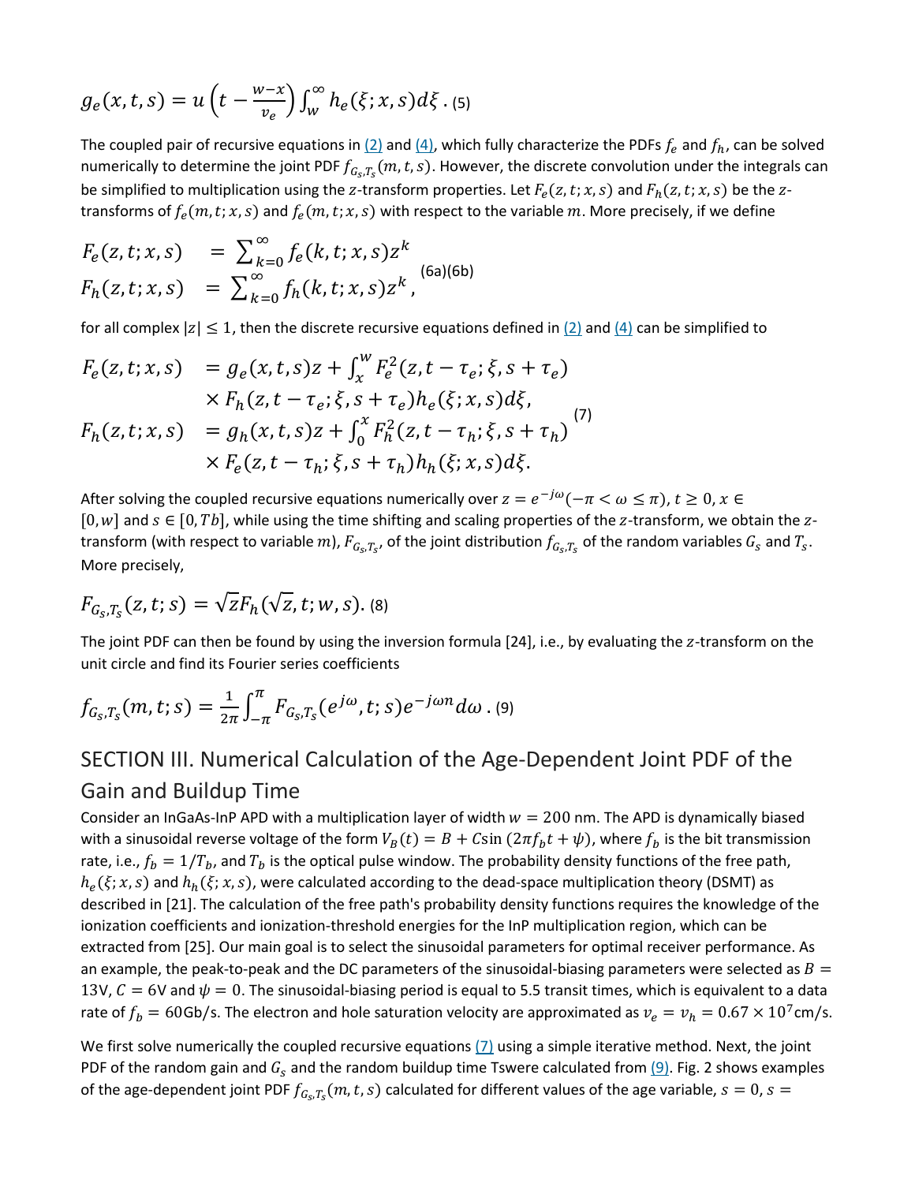$$g_e(x,t,s) = u\left(t - \frac{w-x}{v_e}\right)\int_w^\infty h_e(\xi;x,s)d\xi \,. \quad (5)$$

The coupled pair of recursive equations in (2) and (4), which fully characterize the PDFs $f_e$ and $f_h$, can be solved numerically to determine the joint PDF $f_{G_s,T_s}(m,t,s)$. However, the discrete convolution under the integrals can be simplified to multiplication using the $z$-transform properties. Let $F_e(z,t;x,s)$ and $F_h(z,t;x,s)$ be the $z$-transforms of $f_e(m,t;x,s)$ and $f_e(m,t;x,s)$ with respect to the variable $m$. More precisely, if we define

$$\begin{aligned} F_e(z,t;x,s) &= \sum_{k=0}^{\infty} f_e(k,t;x,s)z^k \\ F_h(z,t;x,s) &= \sum_{k=0}^{\infty} f_h(k,t;x,s)z^k , \end{aligned} \quad (6a)(6b)$$

for all complex $|z| \leq 1$, then the discrete recursive equations defined in (2) and (4) can be simplified to

$$\begin{aligned} F_e(z,t;x,s) &= g_e(x,t,s)z + \int_x^w F_e^2(z,t-\tau_e;\xi,s+\tau_e) \\ &\quad \times F_h(z,t-\tau_e;\xi,s+\tau_e)h_e(\xi;x,s)d\xi, \\ F_h(z,t;x,s) &= g_h(x,t,s)z + \int_0^x F_h^2(z,t-\tau_h;\xi,s+\tau_h) \\ &\quad \times F_e(z,t-\tau_h;\xi,s+\tau_h)h_h(\xi;x,s)d\xi. \end{aligned} \quad (7)$$

After solving the coupled recursive equations numerically over $z = e^{-j\omega}(-\pi < \omega \leq \pi)$, $t \geq 0$, $x \in [0,w]$ and $s \in [0,Tb]$, while using the time shifting and scaling properties of the $z$-transform, we obtain the $z$-transform (with respect to variable $m$), $F_{G_s,T_s}$, of the joint distribution $f_{G_s,T_s}$ of the random variables $G_s$ and $T_s$. More precisely,

$$F_{G_s,T_s}(z,t;s) = \sqrt{z}F_h(\sqrt{z},t;w,s). \quad (8)$$

The joint PDF can then be found by using the inversion formula [24], i.e., by evaluating the $z$-transform on the unit circle and find its Fourier series coefficients

$$f_{G_s,T_s}(m,t;s) = \frac{1}{2\pi}\int_{-\pi}^{\pi} F_{G_s,T_s}(e^{j\omega},t;s)e^{-j\omega n}d\omega \,. \quad (9)$$

## SECTION III. Numerical Calculation of the Age-Dependent Joint PDF of the Gain and Buildup Time

Consider an InGaAs-InP APD with a multiplication layer of width $w = 200$ nm. The APD is dynamically biased with a sinusoidal reverse voltage of the form $V_B(t) = B + C\sin(2\pi f_b t + \psi)$, where $f_b$ is the bit transmission rate, i.e., $f_b = 1/T_b$, and $T_b$ is the optical pulse window. The probability density functions of the free path, $h_e(\xi;x,s)$ and $h_h(\xi;x,s)$, were calculated according to the dead-space multiplication theory (DSMT) as described in [21]. The calculation of the free path's probability density functions requires the knowledge of the ionization coefficients and ionization-threshold energies for the InP multiplication region, which can be extracted from [25]. Our main goal is to select the sinusoidal parameters for optimal receiver performance. As an example, the peak-to-peak and the DC parameters of the sinusoidal-biasing parameters were selected as $B = 13$V, $C = 6$V and $\psi = 0$. The sinusoidal-biasing period is equal to 5.5 transit times, which is equivalent to a data rate of $f_b = 60$Gb/s. The electron and hole saturation velocity are approximated as $v_e = v_h = 0.67 \times 10^7$cm/s.

We first solve numerically the coupled recursive equations (7) using a simple iterative method. Next, the joint PDF of the random gain and $G_s$ and the random buildup time Tswere calculated from (9). Fig. 2 shows examples of the age-dependent joint PDF $f_{G_s,T_s}(m,t,s)$ calculated for different values of the age variable, $s = 0$, $s =$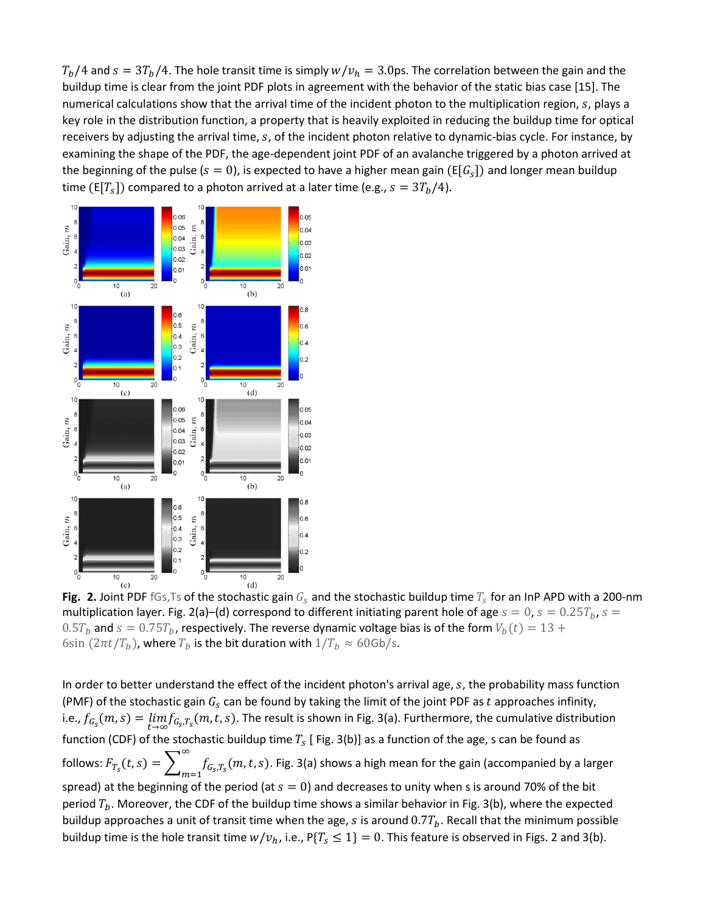$T_b/4$ and $s = 3T_b/4$. The hole transit time is simply $w/v_h = 3.0$ps. The correlation between the gain and the buildup time is clear from the joint PDF plots in agreement with the behavior of the static bias case [15]. The numerical calculations show that the arrival time of the incident photon to the multiplication region, $s$, plays a key role in the distribution function, a property that is heavily exploited in reducing the buildup time for optical receivers by adjusting the arrival time, $s$, of the incident photon relative to dynamic-bias cycle. For instance, by examining the shape of the PDF, the age-dependent joint PDF of an avalanche triggered by a photon arrived at the beginning of the pulse ($s = 0$), is expected to have a higher mean gain ($\text{E}[G_s]$) and longer mean buildup time ($\text{E}[T_s]$) compared to a photon arrived at a later time (e.g., $s = 3T_b/4$).

**Fig. 2.** Joint PDF $f_{G_s,T_s}$ of the stochastic gain $G_s$ and the stochastic buildup time $T_s$ for an InP APD with a 200-nm multiplication layer. Fig. 2(a)–(d) correspond to different initiating parent hole of age $s = 0$, $s = 0.25T_b$, $s = 0.5T_b$ and $s = 0.75T_b$, respectively. The reverse dynamic voltage bias is of the form $V_b(t) = 13 + 6\sin(2\pi t/T_b)$, where $T_b$ is the bit duration with $1/T_b \approx 60\text{Gb/s}$.

In order to better understand the effect of the incident photon's arrival age, $s$, the probability mass function (PMF) of the stochastic gain $G_s$ can be found by taking the limit of the joint PDF as $t$ approaches infinity, i.e., $f_{G_s}(m, s) = \lim_{t\to\infty} f_{G_s,T_s}(m, t, s)$. The result is shown in Fig. 3(a). Furthermore, the cumulative distribution function (CDF) of the stochastic buildup time $T_s$ [ Fig. 3(b)] as a function of the age, s can be found as follows: $F_{T_s}(t, s) = \sum_{m=1}^{\infty} f_{G_s,T_s}(m, t, s)$. Fig. 3(a) shows a high mean for the gain (accompanied by a larger spread) at the beginning of the period (at $s = 0$) and decreases to unity when s is around 70% of the bit period $T_b$. Moreover, the CDF of the buildup time shows a similar behavior in Fig. 3(b), where the expected buildup approaches a unit of transit time when the age, $s$ is around $0.7T_b$. Recall that the minimum possible buildup time is the hole transit time $w/v_h$, i.e., $\text{P}\{T_s \leq 1\} = 0$. This feature is observed in Figs. 2 and 3(b).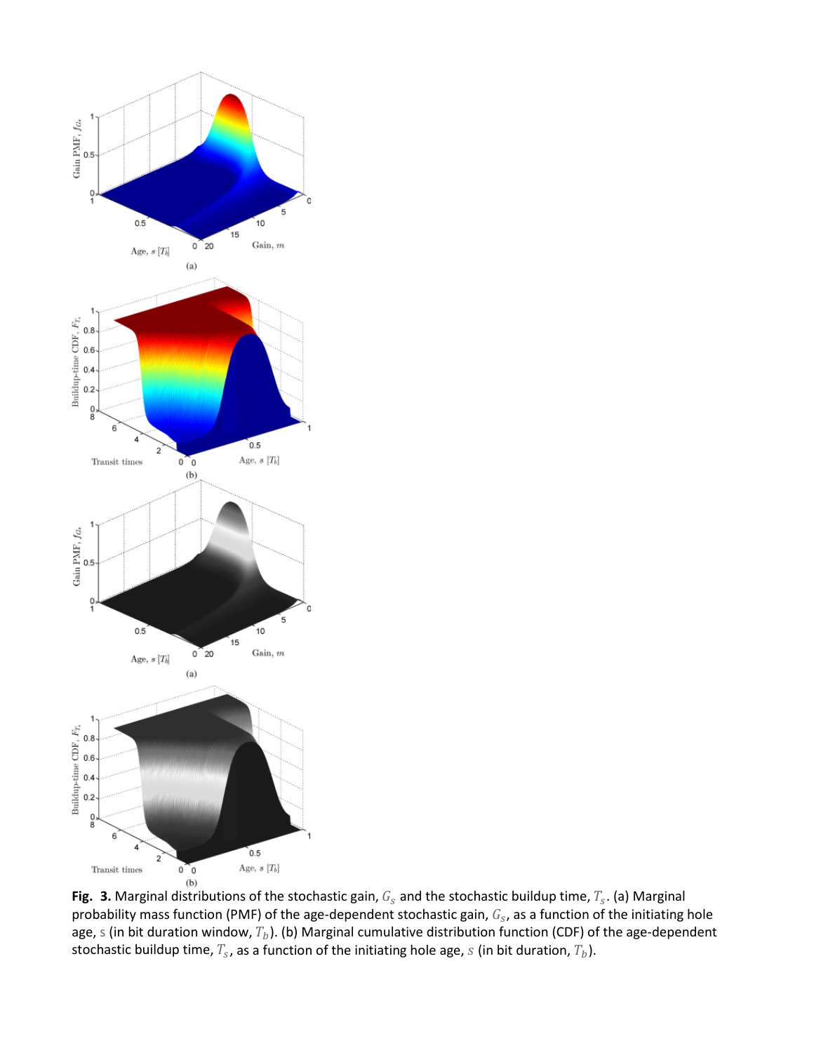**Fig. 3.** Marginal distributions of the stochastic gain, $G_s$ and the stochastic buildup time, $T_s$. (a) Marginal probability mass function (PMF) of the age-dependent stochastic gain, $G_s$, as a function of the initiating hole age, $s$ (in bit duration window, $T_b$). (b) Marginal cumulative distribution function (CDF) of the age-dependent stochastic buildup time, $T_s$, as a function of the initiating hole age, $s$ (in bit duration, $T_b$).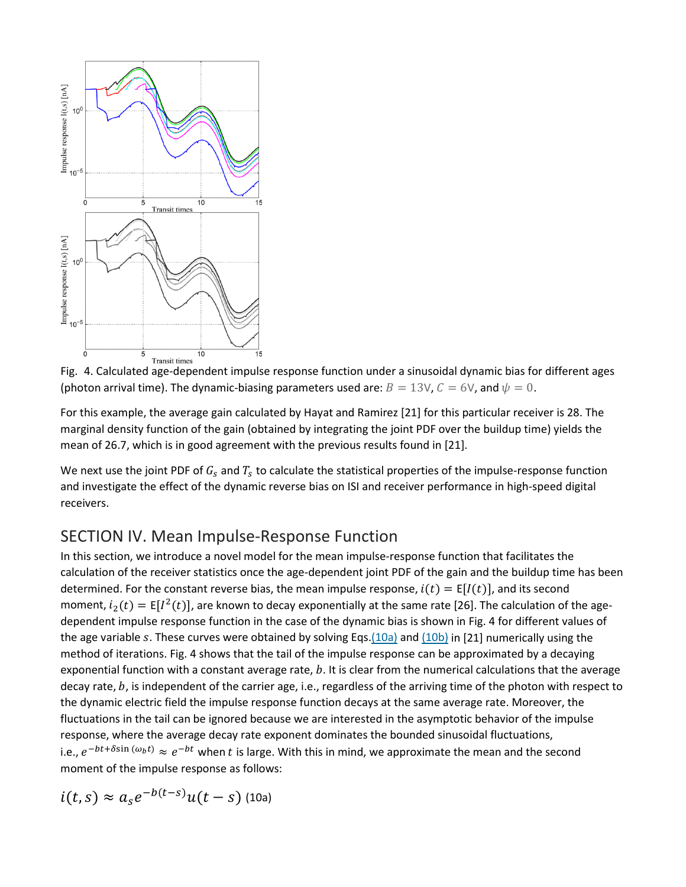Fig. 4. Calculated age-dependent impulse response function under a sinusoidal dynamic bias for different ages (photon arrival time). The dynamic-biasing parameters used are: $B = 13\text{V}$, $C = 6\text{V}$, and $\psi = 0$.

For this example, the average gain calculated by Hayat and Ramirez [21] for this particular receiver is 28. The marginal density function of the gain (obtained by integrating the joint PDF over the buildup time) yields the mean of 26.7, which is in good agreement with the previous results found in [21].

We next use the joint PDF of $G_s$ and $T_s$ to calculate the statistical properties of the impulse-response function and investigate the effect of the dynamic reverse bias on ISI and receiver performance in high-speed digital receivers.

## SECTION IV. Mean Impulse-Response Function

In this section, we introduce a novel model for the mean impulse-response function that facilitates the calculation of the receiver statistics once the age-dependent joint PDF of the gain and the buildup time has been determined. For the constant reverse bias, the mean impulse response, $i(t) = \text{E}[I(t)]$, and its second moment, $i_2(t) = \text{E}[I^2(t)]$, are known to decay exponentially at the same rate [26]. The calculation of the age-dependent impulse response function in the case of the dynamic bias is shown in Fig. 4 for different values of the age variable $s$. These curves were obtained by solving Eqs.(10a) and (10b) in [21] numerically using the method of iterations. Fig. 4 shows that the tail of the impulse response can be approximated by a decaying exponential function with a constant average rate, $b$. It is clear from the numerical calculations that the average decay rate, $b$, is independent of the carrier age, i.e., regardless of the arriving time of the photon with respect to the dynamic electric field the impulse response function decays at the same average rate. Moreover, the fluctuations in the tail can be ignored because we are interested in the asymptotic behavior of the impulse response, where the average decay rate exponent dominates the bounded sinusoidal fluctuations, i.e., $e^{-bt+\delta \sin(\omega_b t)} \approx e^{-bt}$ when $t$ is large. With this in mind, we approximate the mean and the second moment of the impulse response as follows:

$$i(t,s) \approx a_s e^{-b(t-s)} u(t-s) \quad \text{(10a)}$$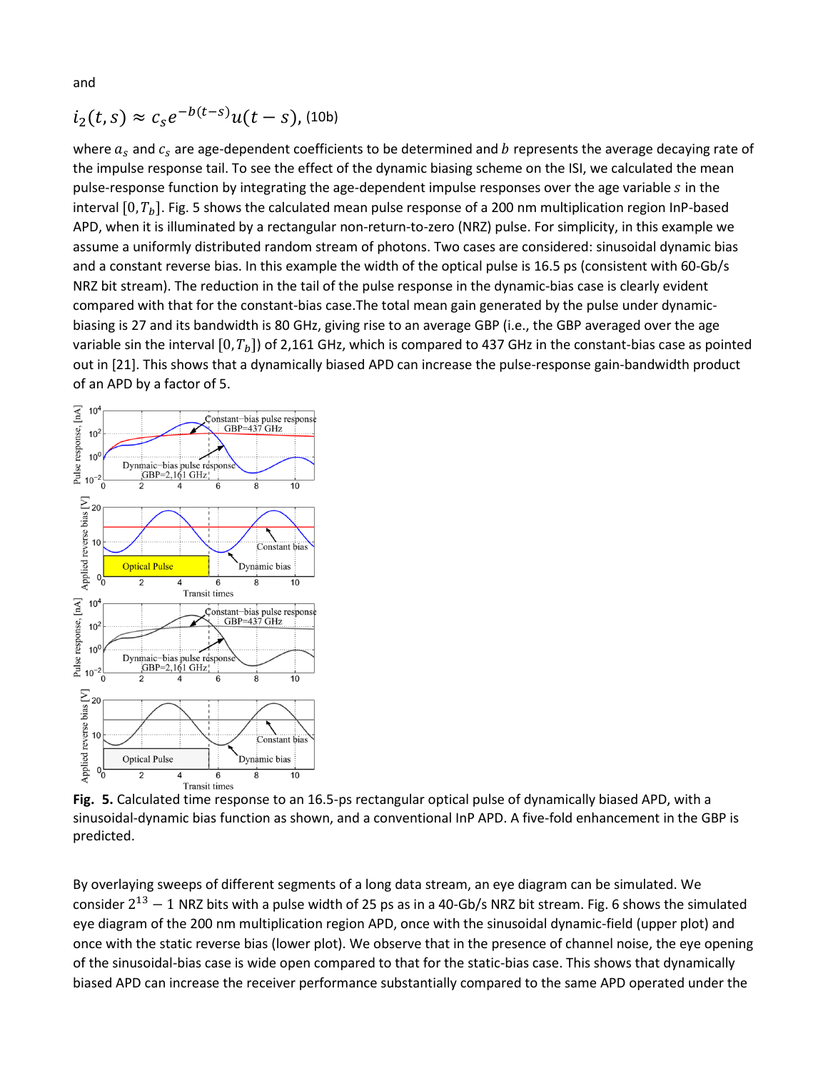and

$$i_2(t,s) \approx c_s e^{-b(t-s)} u(t-s), \text{ (10b)}$$

where $a_s$ and $c_s$ are age-dependent coefficients to be determined and $b$ represents the average decaying rate of the impulse response tail. To see the effect of the dynamic biasing scheme on the ISI, we calculated the mean pulse-response function by integrating the age-dependent impulse responses over the age variable $s$ in the interval $[0, T_b]$. Fig. 5 shows the calculated mean pulse response of a 200 nm multiplication region InP-based APD, when it is illuminated by a rectangular non-return-to-zero (NRZ) pulse. For simplicity, in this example we assume a uniformly distributed random stream of photons. Two cases are considered: sinusoidal dynamic bias and a constant reverse bias. In this example the width of the optical pulse is 16.5 ps (consistent with 60-Gb/s NRZ bit stream). The reduction in the tail of the pulse response in the dynamic-bias case is clearly evident compared with that for the constant-bias case.The total mean gain generated by the pulse under dynamic-biasing is 27 and its bandwidth is 80 GHz, giving rise to an average GBP (i.e., the GBP averaged over the age variable sin the interval $[0, T_b]$) of 2,161 GHz, which is compared to 437 GHz in the constant-bias case as pointed out in [21]. This shows that a dynamically biased APD can increase the pulse-response gain-bandwidth product of an APD by a factor of 5.

**Fig. 5.** Calculated time response to an 16.5-ps rectangular optical pulse of dynamically biased APD, with a sinusoidal-dynamic bias function as shown, and a conventional InP APD. A five-fold enhancement in the GBP is predicted.

By overlaying sweeps of different segments of a long data stream, an eye diagram can be simulated. We consider $2^{13} - 1$ NRZ bits with a pulse width of 25 ps as in a 40-Gb/s NRZ bit stream. Fig. 6 shows the simulated eye diagram of the 200 nm multiplication region APD, once with the sinusoidal dynamic-field (upper plot) and once with the static reverse bias (lower plot). We observe that in the presence of channel noise, the eye opening of the sinusoidal-bias case is wide open compared to that for the static-bias case. This shows that dynamically biased APD can increase the receiver performance substantially compared to the same APD operated under the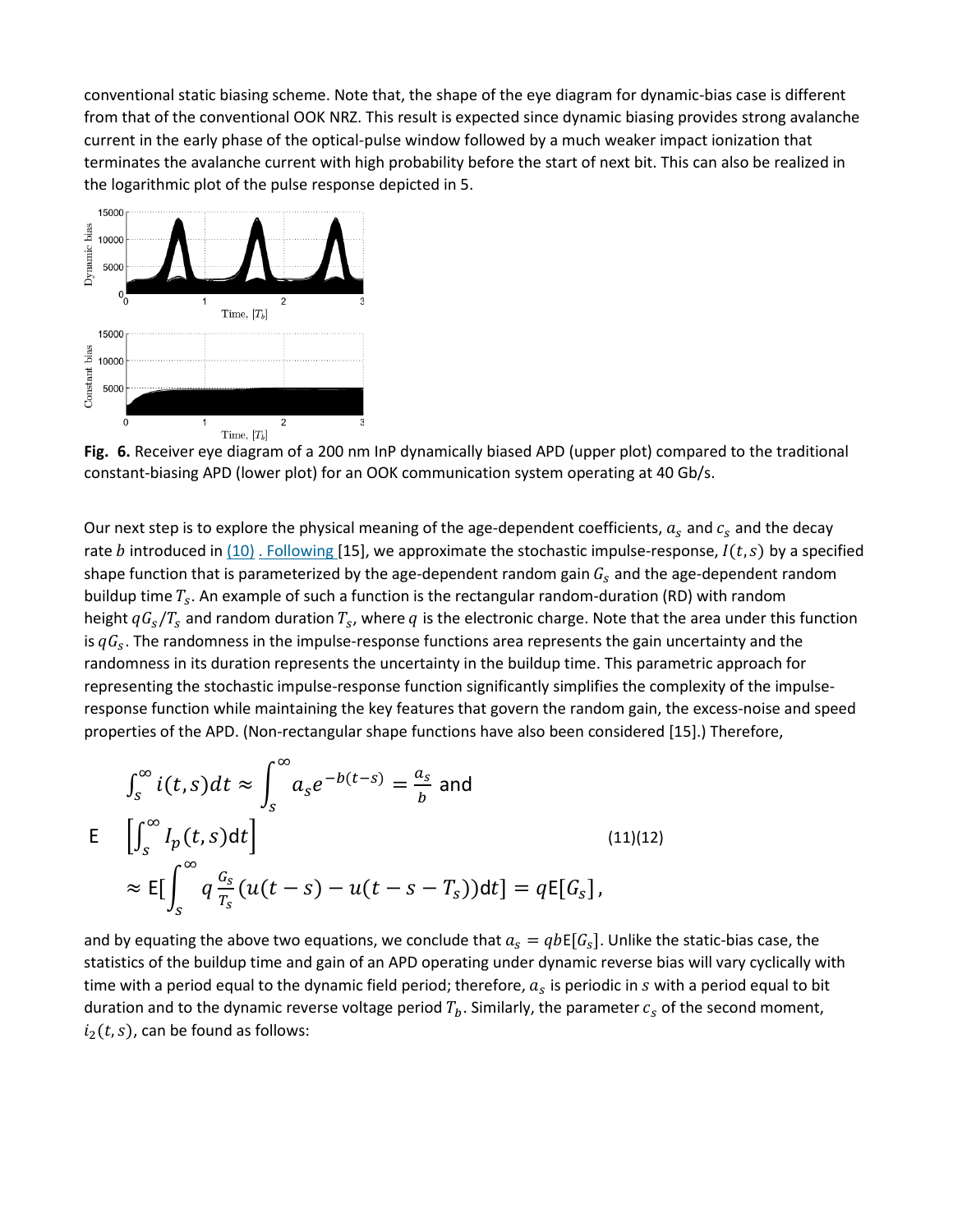conventional static biasing scheme. Note that, the shape of the eye diagram for dynamic-bias case is different from that of the conventional OOK NRZ. This result is expected since dynamic biasing provides strong avalanche current in the early phase of the optical-pulse window followed by a much weaker impact ionization that terminates the avalanche current with high probability before the start of next bit. This can also be realized in the logarithmic plot of the pulse response depicted in 5.

**Fig. 6.** Receiver eye diagram of a 200 nm InP dynamically biased APD (upper plot) compared to the traditional constant-biasing APD (lower plot) for an OOK communication system operating at 40 Gb/s.

Our next step is to explore the physical meaning of the age-dependent coefficients, $a_s$ and $c_s$ and the decay rate $b$ introduced in (10) . Following [15], we approximate the stochastic impulse-response, $I(t,s)$ by a specified shape function that is parameterized by the age-dependent random gain $G_s$ and the age-dependent random buildup time $T_s$. An example of such a function is the rectangular random-duration (RD) with random height $qG_s/T_s$ and random duration $T_s$, where $q$ is the electronic charge. Note that the area under this function is $qG_s$. The randomness in the impulse-response functions area represents the gain uncertainty and the randomness in its duration represents the uncertainty in the buildup time. This parametric approach for representing the stochastic impulse-response function significantly simplifies the complexity of the impulse-response function while maintaining the key features that govern the random gain, the excess-noise and speed properties of the APD. (Non-rectangular shape functions have also been considered [15].) Therefore,

$$\int_s^\infty i(t,s)dt \approx \int_s^\infty a_s e^{-b(t-s)} = \frac{a_s}{b} \text{ and}$$

$$\mathrm{E}\left[\int_s^\infty I_p(t,s)\mathrm{d}t\right] \approx \mathrm{E}\left[\int_s^\infty q\frac{G_s}{T_s}(u(t-s)-u(t-s-T_s))\mathrm{d}t\right] = q\mathrm{E}[G_s], \tag{11)(12}$$

and by equating the above two equations, we conclude that $a_s = qb\mathrm{E}[G_s]$. Unlike the static-bias case, the statistics of the buildup time and gain of an APD operating under dynamic reverse bias will vary cyclically with time with a period equal to the dynamic field period; therefore, $a_s$ is periodic in $s$ with a period equal to bit duration and to the dynamic reverse voltage period $T_b$. Similarly, the parameter $c_s$ of the second moment, $i_2(t,s)$, can be found as follows: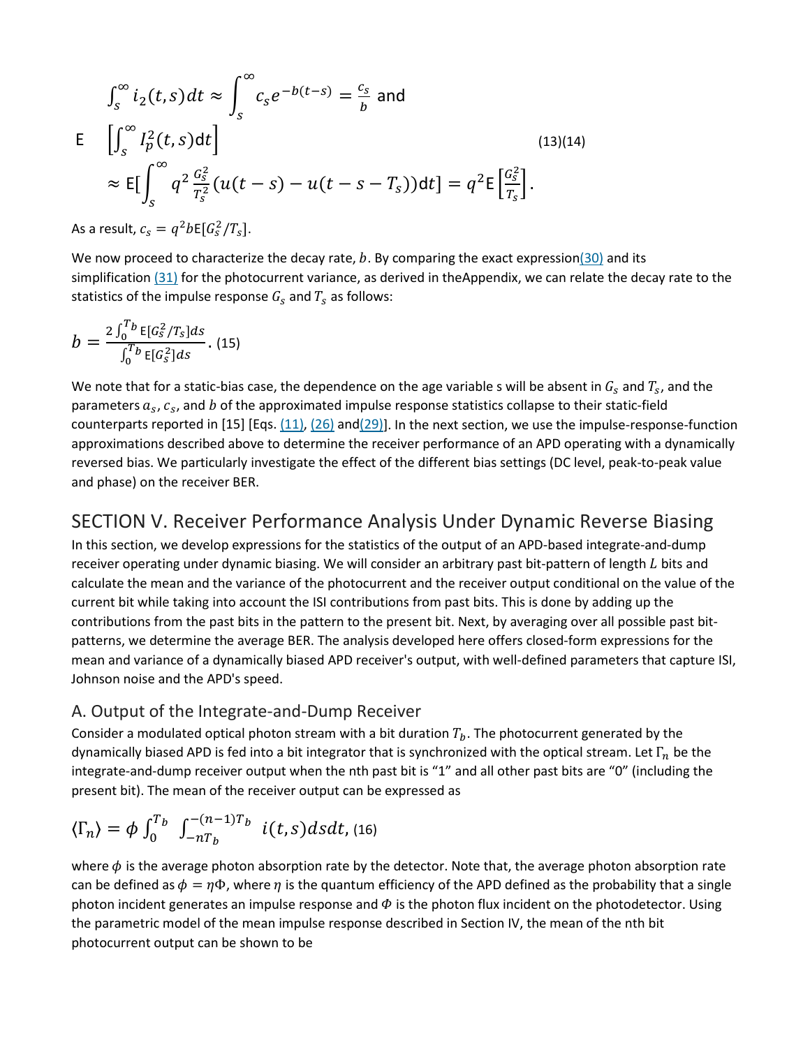$$\int_s^{\infty} i_2(t,s)dt \approx \int_s^{\infty} c_s e^{-b(t-s)} = \frac{c_s}{b} \text{ and}$$

$$\mathrm{E}\left[\int_s^{\infty} I_p^2(t,s)\mathrm{d}t\right] \approx \mathrm{E}\left[\int_s^{\infty} q^2 \frac{G_s^2}{T_s^2}(u(t-s)-u(t-s-T_s))\mathrm{d}t\right] = q^2 \mathrm{E}\left[\frac{G_s^2}{T_s}\right]. \quad (13)(14)$$

As a result, $c_s = q^2 b \mathrm{E}[G_s^2/T_s]$.

We now proceed to characterize the decay rate, $b$. By comparing the exact expression(30) and its simplification (31) for the photocurrent variance, as derived in theAppendix, we can relate the decay rate to the statistics of the impulse response $G_s$ and $T_s$ as follows:

$$b = \frac{2\int_0^{T_b} \mathrm{E}[G_s^2/T_s]ds}{\int_0^{T_b} \mathrm{E}[G_s^2]ds}. \quad (15)$$

We note that for a static-bias case, the dependence on the age variable s will be absent in $G_s$ and $T_s$, and the parameters $a_s$, $c_s$, and $b$ of the approximated impulse response statistics collapse to their static-field counterparts reported in [15] [Eqs. (11), (26) and(29)]. In the next section, we use the impulse-response-function approximations described above to determine the receiver performance of an APD operating with a dynamically reversed bias. We particularly investigate the effect of the different bias settings (DC level, peak-to-peak value and phase) on the receiver BER.

## SECTION V. Receiver Performance Analysis Under Dynamic Reverse Biasing

In this section, we develop expressions for the statistics of the output of an APD-based integrate-and-dump receiver operating under dynamic biasing. We will consider an arbitrary past bit-pattern of length $L$ bits and calculate the mean and the variance of the photocurrent and the receiver output conditional on the value of the current bit while taking into account the ISI contributions from past bits. This is done by adding up the contributions from the past bits in the pattern to the present bit. Next, by averaging over all possible past bit-patterns, we determine the average BER. The analysis developed here offers closed-form expressions for the mean and variance of a dynamically biased APD receiver's output, with well-defined parameters that capture ISI, Johnson noise and the APD's speed.

### A. Output of the Integrate-and-Dump Receiver

Consider a modulated optical photon stream with a bit duration $T_b$. The photocurrent generated by the dynamically biased APD is fed into a bit integrator that is synchronized with the optical stream. Let $\Gamma_n$ be the integrate-and-dump receiver output when the nth past bit is "1" and all other past bits are "0" (including the present bit). The mean of the receiver output can be expressed as

$$\langle \Gamma_n \rangle = \phi \int_0^{T_b} \int_{-nT_b}^{-(n-1)T_b} i(t,s)dsdt, \quad (16)$$

where $\phi$ is the average photon absorption rate by the detector. Note that, the average photon absorption rate can be defined as $\phi = \eta\Phi$, where $\eta$ is the quantum efficiency of the APD defined as the probability that a single photon incident generates an impulse response and $\Phi$ is the photon flux incident on the photodetector. Using the parametric model of the mean impulse response described in Section IV, the mean of the nth bit photocurrent output can be shown to be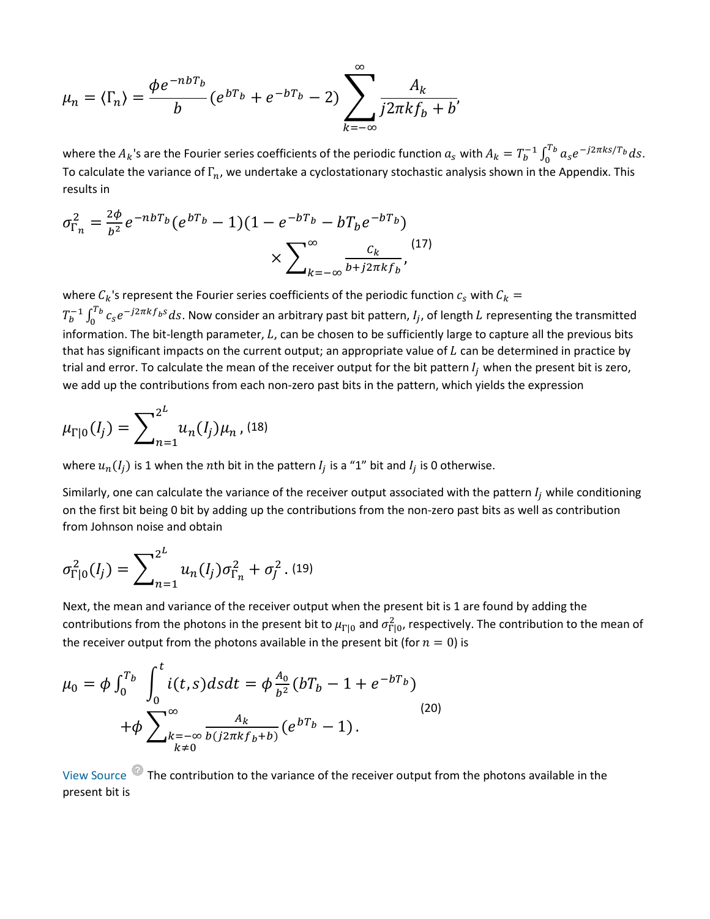$$\mu_n = \langle \Gamma_n \rangle = \frac{\phi e^{-nbT_b}}{b}(e^{bT_b} + e^{-bT_b} - 2)\sum_{k=-\infty}^{\infty}\frac{A_k}{j2\pi k f_b + b},$$

where the $A_k$'s are the Fourier series coefficients of the periodic function $a_s$ with $A_k = T_b^{-1}\int_0^{T_b} a_s e^{-j2\pi ks/T_b} ds$. To calculate the variance of $\Gamma_n$, we undertake a cyclostationary stochastic analysis shown in the Appendix. This results in

$$\sigma_{\Gamma_n}^2 = \frac{2\phi}{b^2}e^{-nbT_b}(e^{bT_b} - 1)(1 - e^{-bT_b} - bT_b e^{-bT_b}) \times \sum_{k=-\infty}^{\infty}\frac{C_k}{b + j2\pi k f_b}, \quad (17)$$

where $C_k$'s represent the Fourier series coefficients of the periodic function $c_s$ with $C_k = T_b^{-1}\int_0^{T_b} c_s e^{-j2\pi k f_b s} ds$. Now consider an arbitrary past bit pattern, $I_j$, of length $L$ representing the transmitted information. The bit-length parameter, $L$, can be chosen to be sufficiently large to capture all the previous bits that has significant impacts on the current output; an appropriate value of $L$ can be determined in practice by trial and error. To calculate the mean of the receiver output for the bit pattern $I_j$ when the present bit is zero, we add up the contributions from each non-zero past bits in the pattern, which yields the expression

$$\mu_{\Gamma|0}(I_j) = \sum_{n=1}^{2^L} u_n(I_j)\mu_n, \quad (18)$$

where $u_n(I_j)$ is 1 when the $n$th bit in the pattern $I_j$ is a "1" bit and $I_j$ is 0 otherwise.

Similarly, one can calculate the variance of the receiver output associated with the pattern $I_j$ while conditioning on the first bit being 0 bit by adding up the contributions from the non-zero past bits as well as contribution from Johnson noise and obtain

$$\sigma_{\Gamma|0}^2(I_j) = \sum_{n=1}^{2^L} u_n(I_j)\sigma_{\Gamma_n}^2 + \sigma_J^2. \quad (19)$$

Next, the mean and variance of the receiver output when the present bit is 1 are found by adding the contributions from the photons in the present bit to $\mu_{\Gamma|0}$ and $\sigma_{\Gamma|0}^2$, respectively. The contribution to the mean of the receiver output from the photons available in the present bit (for $n = 0$) is

$$\mu_0 = \phi\int_0^{T_b}\int_0^t i(t,s)\,ds\,dt = \phi\frac{A_0}{b^2}(bT_b - 1 + e^{-bT_b}) + \phi\sum_{\substack{k=-\infty \\ k\neq 0}}^{\infty}\frac{A_k}{b(j2\pi k f_b + b)}(e^{bT_b} - 1). \quad (20)$$

View Source The contribution to the variance of the receiver output from the photons available in the present bit is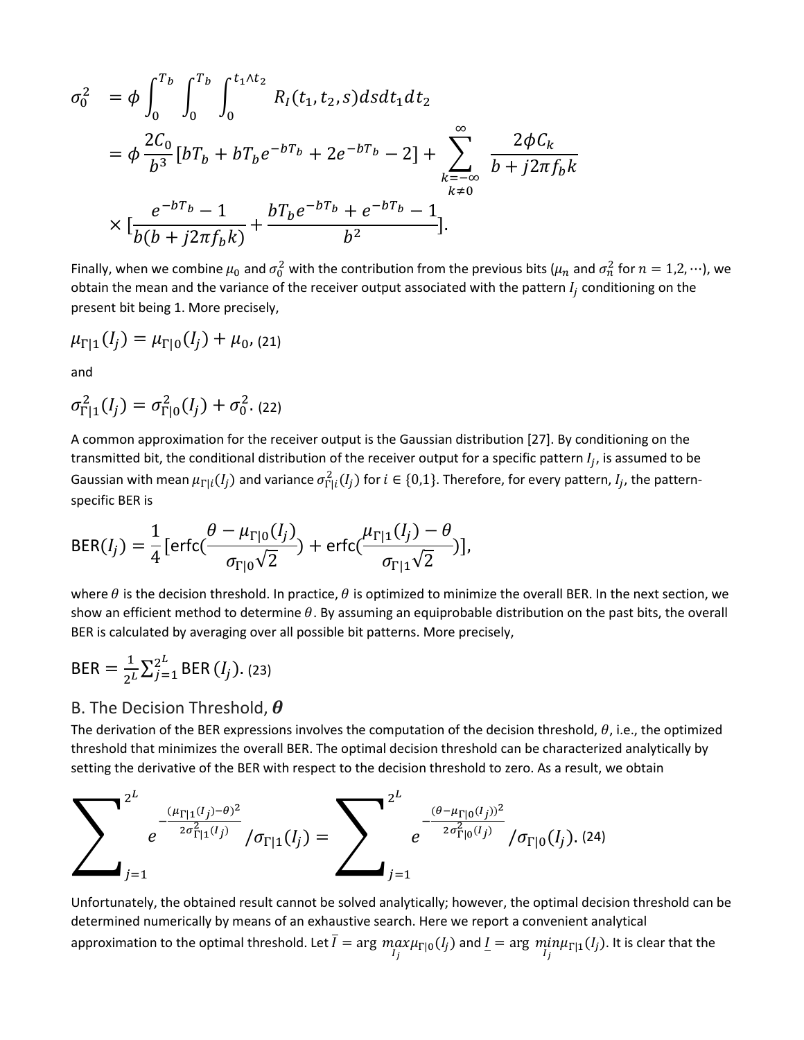$$
\begin{aligned}
\sigma_0^2 &= \phi \int_0^{T_b} \int_0^{T_b} \int_0^{t_1 \wedge t_2} R_I(t_1, t_2, s) ds dt_1 dt_2 \\
&= \phi \frac{2C_0}{b^3}[bT_b + bT_b e^{-bT_b} + 2e^{-bT_b} - 2] + \sum_{\substack{k=-\infty \\ k \neq 0}}^{\infty} \frac{2\phi C_k}{b + j2\pi f_b k} \\
&\times [\frac{e^{-bT_b} - 1}{b(b + j2\pi f_b k)} + \frac{bT_b e^{-bT_b} + e^{-bT_b} - 1}{b^2}].
\end{aligned}
$$

Finally, when we combine $\mu_0$ and $\sigma_0^2$ with the contribution from the previous bits ($\mu_n$ and $\sigma_n^2$ for $n = 1,2,\cdots$), we obtain the mean and the variance of the receiver output associated with the pattern $I_j$ conditioning on the present bit being 1. More precisely,

$$\mu_{\Gamma|1}(I_j) = \mu_{\Gamma|0}(I_j) + \mu_0, \text{(21)}$$

and

$$\sigma_{\Gamma|1}^2(I_j) = \sigma_{\Gamma|0}^2(I_j) + \sigma_0^2. \text{(22)}$$

A common approximation for the receiver output is the Gaussian distribution [27]. By conditioning on the transmitted bit, the conditional distribution of the receiver output for a specific pattern $I_j$, is assumed to be Gaussian with mean $\mu_{\Gamma|i}(I_j)$ and variance $\sigma_{\Gamma|i}^2(I_j)$ for $i \in \{0,1\}$. Therefore, for every pattern, $I_j$, the pattern-specific BER is

$$\text{BER}(I_j) = \frac{1}{4}[\text{erfc}(\frac{\theta - \mu_{\Gamma|0}(I_j)}{\sigma_{\Gamma|0}\sqrt{2}}) + \text{erfc}(\frac{\mu_{\Gamma|1}(I_j) - \theta}{\sigma_{\Gamma|1}\sqrt{2}})],$$

where $\theta$ is the decision threshold. In practice, $\theta$ is optimized to minimize the overall BER. In the next section, we show an efficient method to determine $\theta$. By assuming an equiprobable distribution on the past bits, the overall BER is calculated by averaging over all possible bit patterns. More precisely,

$$\text{BER} = \frac{1}{2^L}\sum_{j=1}^{2^L} \text{BER}(I_j). \text{(23)}$$

## B. The Decision Threshold, $\boldsymbol{\theta}$

The derivation of the BER expressions involves the computation of the decision threshold, $\theta$, i.e., the optimized threshold that minimizes the overall BER. The optimal decision threshold can be characterized analytically by setting the derivative of the BER with respect to the decision threshold to zero. As a result, we obtain

$$\sum_{j=1}^{2^L} e^{-\frac{(\mu_{\Gamma|1}(I_j) - \theta)^2}{2\sigma_{\Gamma|1}^2(I_j)}} / \sigma_{\Gamma|1}(I_j) = \sum_{j=1}^{2^L} e^{-\frac{(\theta - \mu_{\Gamma|0}(I_j))^2}{2\sigma_{\Gamma|0}^2(I_j)}} / \sigma_{\Gamma|0}(I_j). \text{(24)}$$

Unfortunately, the obtained result cannot be solved analytically; however, the optimal decision threshold can be determined numerically by means of an exhaustive search. Here we report a convenient analytical approximation to the optimal threshold. Let $\overline{I} = \arg \max_{I_j} \mu_{\Gamma|0}(I_j)$ and $\underline{I} = \arg \min_{I_j} \mu_{\Gamma|1}(I_j)$. It is clear that the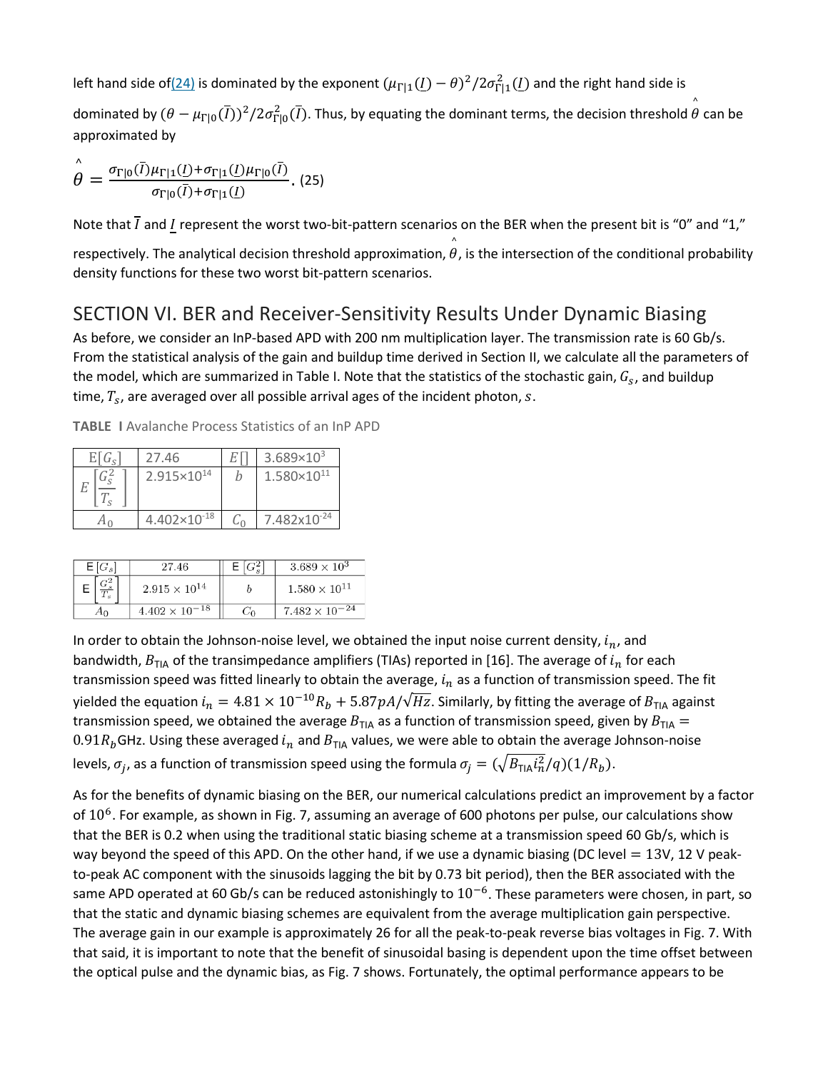left hand side of(24) is dominated by the exponent $(\mu_{\Gamma|1}(\underline{I}) - \theta)^2/2\sigma^2_{\Gamma|1}(\underline{I})$ and the right hand side is dominated by $(\theta - \mu_{\Gamma|0}(\overline{I}))^2/2\sigma^2_{\Gamma|0}(\overline{I})$. Thus, by equating the dominant terms, the decision threshold $\hat{\theta}$ can be approximated by

$$\hat{\theta} = \frac{\sigma_{\Gamma|0}(\overline{I})\mu_{\Gamma|1}(\underline{I}) + \sigma_{\Gamma|1}(\underline{I})\mu_{\Gamma|0}(\overline{I})}{\sigma_{\Gamma|0}(\overline{I}) + \sigma_{\Gamma|1}(\underline{I})}. \quad (25)$$

Note that $\overline{I}$ and $\underline{I}$ represent the worst two-bit-pattern scenarios on the BER when the present bit is "0" and "1," respectively. The analytical decision threshold approximation, $\hat{\theta}$, is the intersection of the conditional probability density functions for these two worst bit-pattern scenarios.

## SECTION VI. BER and Receiver-Sensitivity Results Under Dynamic Biasing

As before, we consider an InP-based APD with 200 nm multiplication layer. The transmission rate is 60 Gb/s. From the statistical analysis of the gain and buildup time derived in Section II, we calculate all the parameters of the model, which are summarized in Table I. Note that the statistics of the stochastic gain, $G_s$, and buildup time, $T_s$, are averaged over all possible arrival ages of the incident photon, $s$.

**TABLE I** Avalanche Process Statistics of an InP APD

| $E[G_s]$ | 27.46 | $E[G_s^2]$ | $3.689 \times 10^3$ |
|---|---|---|---|
| $E\left[\frac{G_s^2}{T_s}\right]$ | $2.915 \times 10^{14}$ | $b$ | $1.580 \times 10^{11}$ |
| $A_0$ | $4.402 \times 10^{-18}$ | $C_0$ | $7.482 \times 10^{-24}$ |

In order to obtain the Johnson-noise level, we obtained the input noise current density, $i_n$, and bandwidth, $B_{\text{TIA}}$ of the transimpedance amplifiers (TIAs) reported in [16]. The average of $i_n$ for each transmission speed was fitted linearly to obtain the average, $i_n$ as a function of transmission speed. The fit yielded the equation $i_n = 4.81 \times 10^{-10} R_b + 5.87 pA/\sqrt{Hz}$. Similarly, by fitting the average of $B_{\text{TIA}}$ against transmission speed, we obtained the average $B_{\text{TIA}}$ as a function of transmission speed, given by $B_{\text{TIA}} = 0.91 R_b$GHz. Using these averaged $i_n$ and $B_{\text{TIA}}$ values, we were able to obtain the average Johnson-noise levels, $\sigma_j$, as a function of transmission speed using the formula $\sigma_j = (\sqrt{B_{\text{TIA}} i_n^2}/q)(1/R_b)$.

As for the benefits of dynamic biasing on the BER, our numerical calculations predict an improvement by a factor of $10^6$. For example, as shown in Fig. 7, assuming an average of 600 photons per pulse, our calculations show that the BER is 0.2 when using the traditional static biasing scheme at a transmission speed 60 Gb/s, which is way beyond the speed of this APD. On the other hand, if we use a dynamic biasing (DC level = 13V, 12 V peak-to-peak AC component with the sinusoids lagging the bit by 0.73 bit period), then the BER associated with the same APD operated at 60 Gb/s can be reduced astonishingly to $10^{-6}$. These parameters were chosen, in part, so that the static and dynamic biasing schemes are equivalent from the average multiplication gain perspective. The average gain in our example is approximately 26 for all the peak-to-peak reverse bias voltages in Fig. 7. With that said, it is important to note that the benefit of sinusoidal basing is dependent upon the time offset between the optical pulse and the dynamic bias, as Fig. 7 shows. Fortunately, the optimal performance appears to be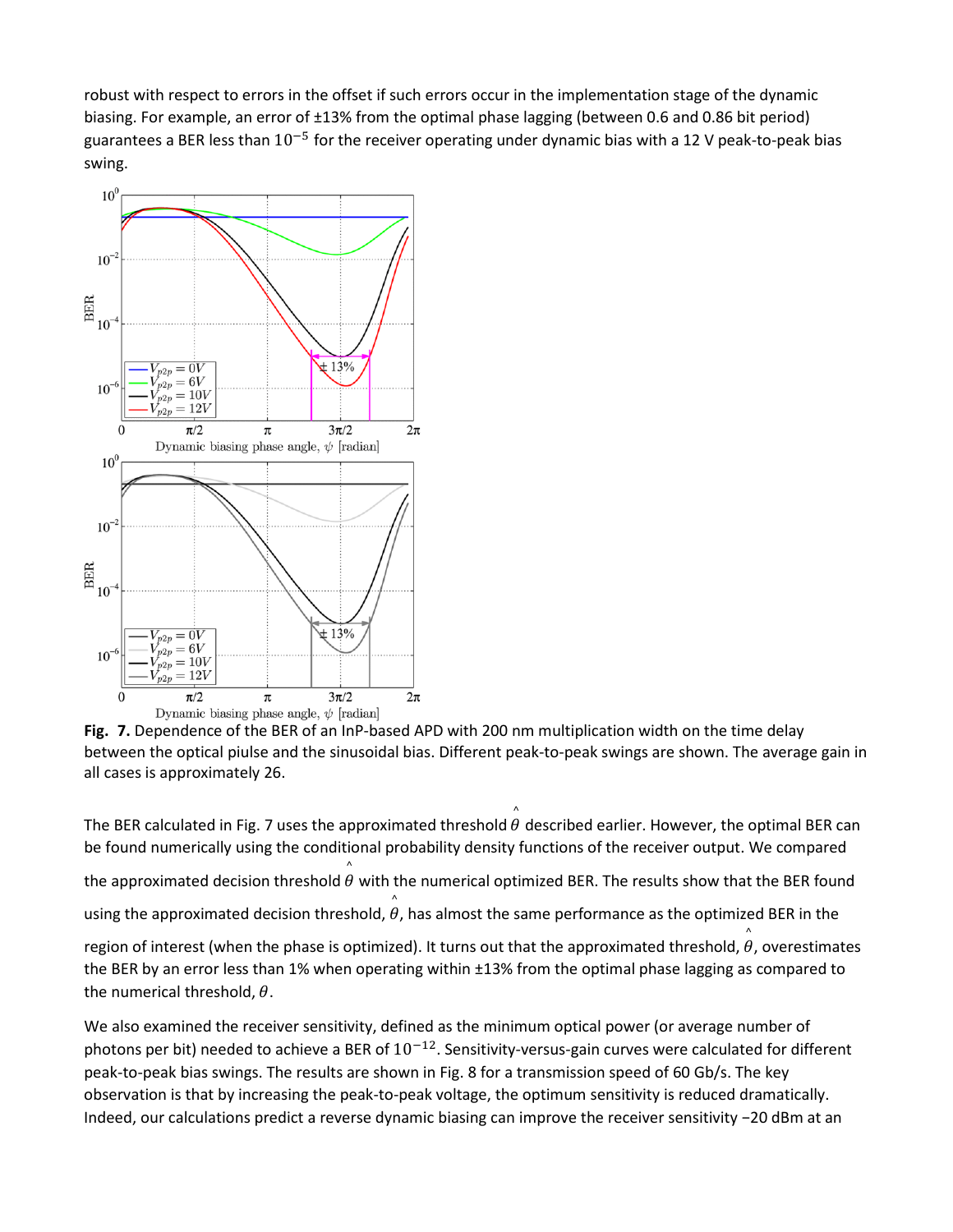robust with respect to errors in the offset if such errors occur in the implementation stage of the dynamic biasing. For example, an error of ±13% from the optimal phase lagging (between 0.6 and 0.86 bit period) guarantees a BER less than $10^{-5}$ for the receiver operating under dynamic bias with a 12 V peak-to-peak bias swing.

**Fig. 7.** Dependence of the BER of an InP-based APD with 200 nm multiplication width on the time delay between the optical piulse and the sinusoidal bias. Different peak-to-peak swings are shown. The average gain in all cases is approximately 26.

The BER calculated in Fig. 7 uses the approximated threshold $\hat{\theta}$ described earlier. However, the optimal BER can be found numerically using the conditional probability density functions of the receiver output. We compared the approximated decision threshold $\hat{\theta}$ with the numerical optimized BER. The results show that the BER found using the approximated decision threshold, $\hat{\theta}$, has almost the same performance as the optimized BER in the region of interest (when the phase is optimized). It turns out that the approximated threshold, $\hat{\theta}$, overestimates the BER by an error less than 1% when operating within ±13% from the optimal phase lagging as compared to the numerical threshold, $\theta$.

We also examined the receiver sensitivity, defined as the minimum optical power (or average number of photons per bit) needed to achieve a BER of $10^{-12}$. Sensitivity-versus-gain curves were calculated for different peak-to-peak bias swings. The results are shown in Fig. 8 for a transmission speed of 60 Gb/s. The key observation is that by increasing the peak-to-peak voltage, the optimum sensitivity is reduced dramatically. Indeed, our calculations predict a reverse dynamic biasing can improve the receiver sensitivity −20 dBm at an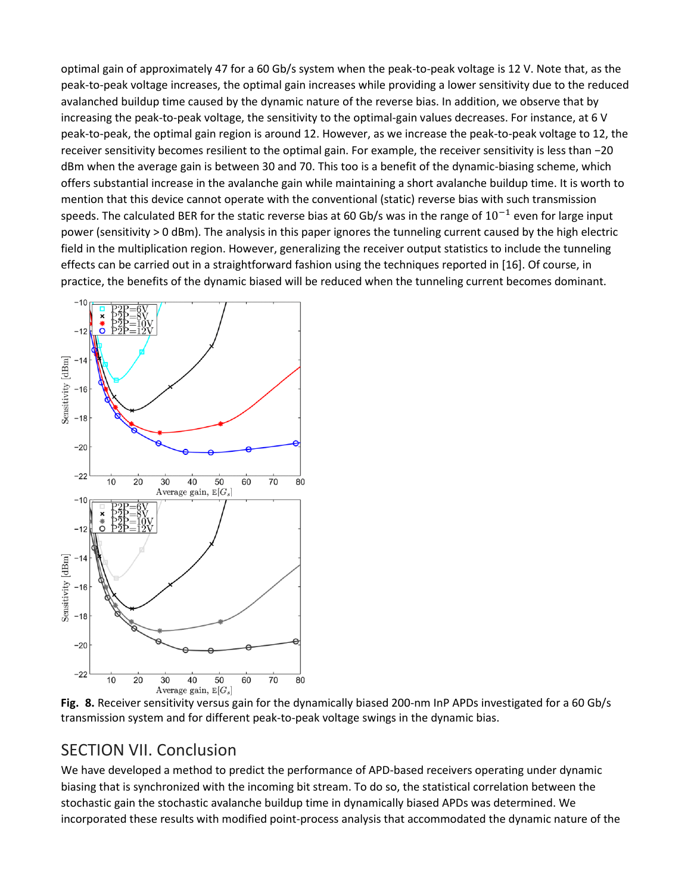optimal gain of approximately 47 for a 60 Gb/s system when the peak-to-peak voltage is 12 V. Note that, as the peak-to-peak voltage increases, the optimal gain increases while providing a lower sensitivity due to the reduced avalanched buildup time caused by the dynamic nature of the reverse bias. In addition, we observe that by increasing the peak-to-peak voltage, the sensitivity to the optimal-gain values decreases. For instance, at 6 V peak-to-peak, the optimal gain region is around 12. However, as we increase the peak-to-peak voltage to 12, the receiver sensitivity becomes resilient to the optimal gain. For example, the receiver sensitivity is less than −20 dBm when the average gain is between 30 and 70. This too is a benefit of the dynamic-biasing scheme, which offers substantial increase in the avalanche gain while maintaining a short avalanche buildup time. It is worth to mention that this device cannot operate with the conventional (static) reverse bias with such transmission speeds. The calculated BER for the static reverse bias at 60 Gb/s was in the range of $10^{-1}$ even for large input power (sensitivity > 0 dBm). The analysis in this paper ignores the tunneling current caused by the high electric field in the multiplication region. However, generalizing the receiver output statistics to include the tunneling effects can be carried out in a straightforward fashion using the techniques reported in [16]. Of course, in practice, the benefits of the dynamic biased will be reduced when the tunneling current becomes dominant.

**Fig. 8.** Receiver sensitivity versus gain for the dynamically biased 200-nm InP APDs investigated for a 60 Gb/s transmission system and for different peak-to-peak voltage swings in the dynamic bias.

## SECTION VII. Conclusion

We have developed a method to predict the performance of APD-based receivers operating under dynamic biasing that is synchronized with the incoming bit stream. To do so, the statistical correlation between the stochastic gain the stochastic avalanche buildup time in dynamically biased APDs was determined. We incorporated these results with modified point-process analysis that accommodated the dynamic nature of the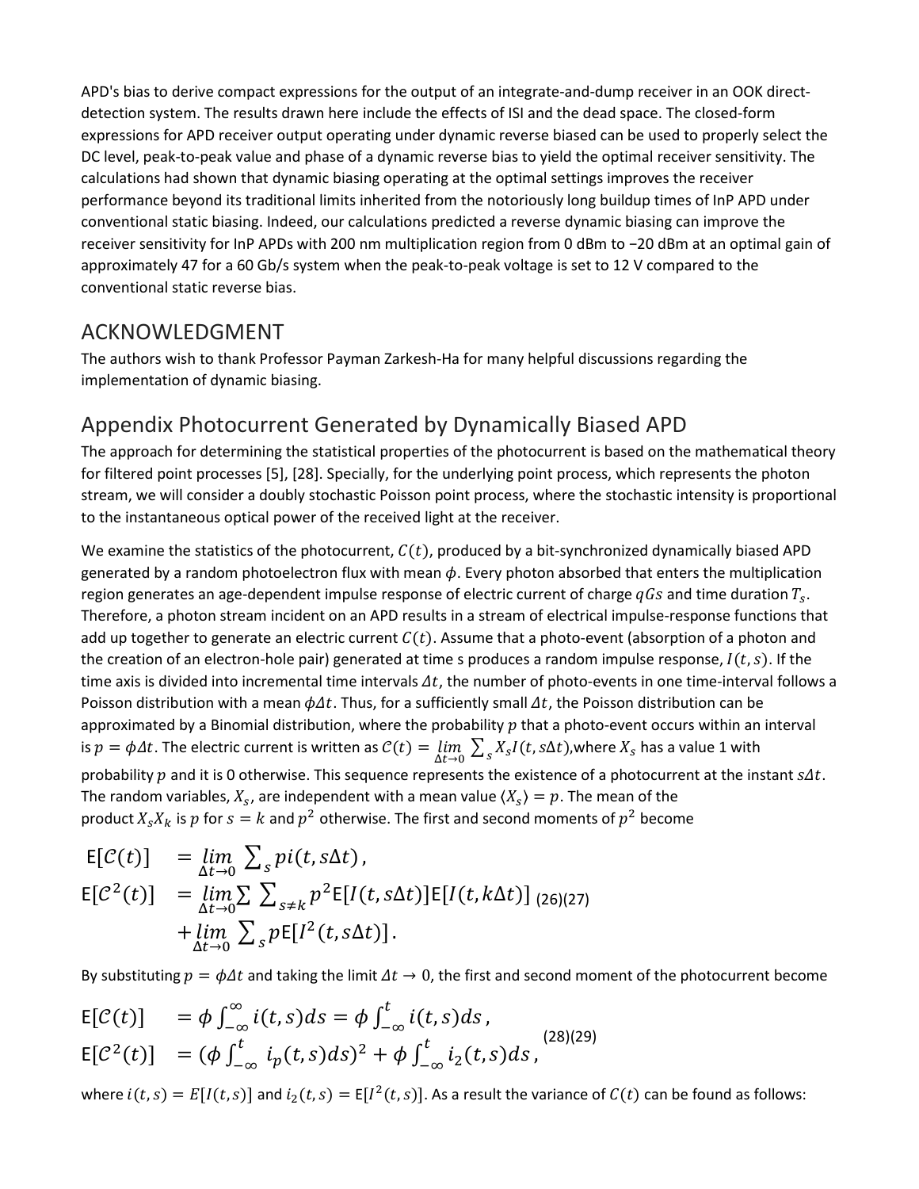APD's bias to derive compact expressions for the output of an integrate-and-dump receiver in an OOK direct-detection system. The results drawn here include the effects of ISI and the dead space. The closed-form expressions for APD receiver output operating under dynamic reverse biased can be used to properly select the DC level, peak-to-peak value and phase of a dynamic reverse bias to yield the optimal receiver sensitivity. The calculations had shown that dynamic biasing operating at the optimal settings improves the receiver performance beyond its traditional limits inherited from the notoriously long buildup times of InP APD under conventional static biasing. Indeed, our calculations predicted a reverse dynamic biasing can improve the receiver sensitivity for InP APDs with 200 nm multiplication region from 0 dBm to −20 dBm at an optimal gain of approximately 47 for a 60 Gb/s system when the peak-to-peak voltage is set to 12 V compared to the conventional static reverse bias.

## ACKNOWLEDGMENT

The authors wish to thank Professor Payman Zarkesh-Ha for many helpful discussions regarding the implementation of dynamic biasing.

## Appendix Photocurrent Generated by Dynamically Biased APD

The approach for determining the statistical properties of the photocurrent is based on the mathematical theory for filtered point processes [5], [28]. Specially, for the underlying point process, which represents the photon stream, we will consider a doubly stochastic Poisson point process, where the stochastic intensity is proportional to the instantaneous optical power of the received light at the receiver.

We examine the statistics of the photocurrent, $C(t)$, produced by a bit-synchronized dynamically biased APD generated by a random photoelectron flux with mean $\phi$. Every photon absorbed that enters the multiplication region generates an age-dependent impulse response of electric current of charge $qGs$ and time duration $T_s$. Therefore, a photon stream incident on an APD results in a stream of electrical impulse-response functions that add up together to generate an electric current $C(t)$. Assume that a photo-event (absorption of a photon and the creation of an electron-hole pair) generated at time s produces a random impulse response, $I(t,s)$. If the time axis is divided into incremental time intervals $\Delta t$, the number of photo-events in one time-interval follows a Poisson distribution with a mean $\phi\Delta t$. Thus, for a sufficiently small $\Delta t$, the Poisson distribution can be approximated by a Binomial distribution, where the probability $p$ that a photo-event occurs within an interval is $p = \phi\Delta t$. The electric current is written as $\mathcal{C}(t) = \lim_{\Delta t \to 0} \sum_s X_s I(t, s\Delta t)$,where $X_s$ has a value 1 with probability $p$ and it is 0 otherwise. This sequence represents the existence of a photocurrent at the instant $s\Delta t$. The random variables, $X_s$, are independent with a mean value $\langle X_s \rangle = p$. The mean of the product $X_s X_k$ is $p$ for $s = k$ and $p^2$ otherwise. The first and second moments of $p^2$ become

$$
\begin{aligned}
\mathrm{E}[\mathcal{C}(t)] &= \lim_{\Delta t \to 0} \sum_s p i(t, s\Delta t), \\
\mathrm{E}[\mathcal{C}^2(t)] &= \lim_{\Delta t \to 0} \sum \sum_{s \neq k} p^2 \mathrm{E}[I(t, s\Delta t)] \mathrm{E}[I(t, k\Delta t)] \\
&\quad + \lim_{\Delta t \to 0} \sum_s p \mathrm{E}[I^2(t, s\Delta t)].
\end{aligned}
\qquad (26)(27)
$$

By substituting $p = \phi\Delta t$ and taking the limit $\Delta t \to 0$, the first and second moment of the photocurrent become

$$
\begin{aligned}
\mathrm{E}[\mathcal{C}(t)] &= \phi \int_{-\infty}^{\infty} i(t,s) ds = \phi \int_{-\infty}^{t} i(t,s) ds, \\
\mathrm{E}[\mathcal{C}^2(t)] &= \left(\phi \int_{-\infty}^{t} i_p(t,s) ds\right)^2 + \phi \int_{-\infty}^{t} i_2(t,s) ds,
\end{aligned}
\qquad (28)(29)
$$

where $i(t,s) = E[I(t,s)]$ and $i_2(t,s) = \mathrm{E}[I^2(t,s)]$. As a result the variance of $C(t)$ can be found as follows: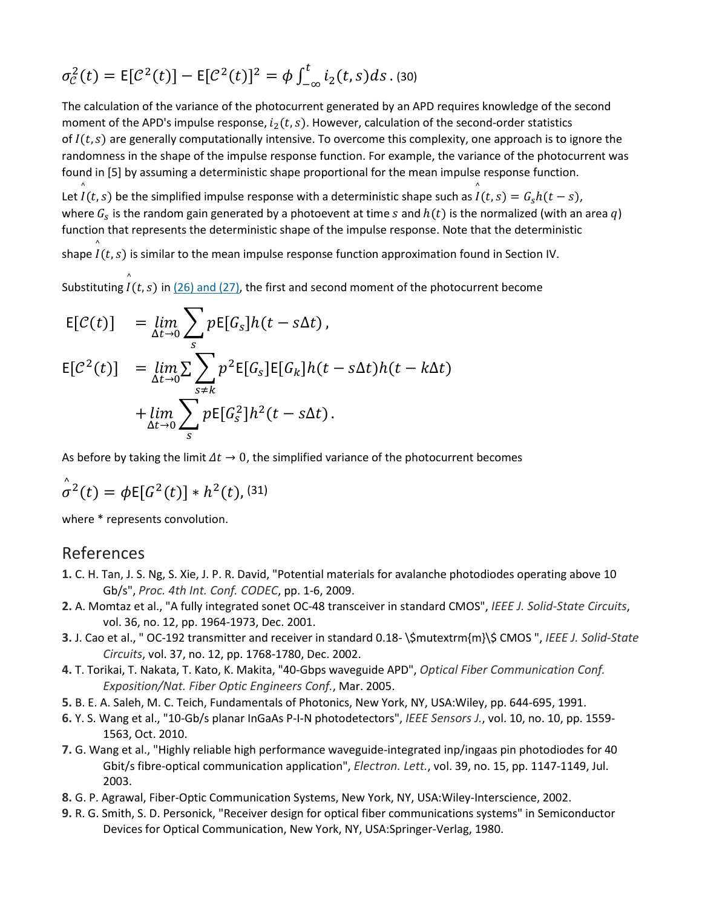$$\sigma_{\mathcal{C}}^2(t) = \mathsf{E}[\mathcal{C}^2(t)] - \mathsf{E}[\mathcal{C}^2(t)]^2 = \phi \int_{-\infty}^{t} i_2(t,s)ds \,. \quad (30)$$

The calculation of the variance of the photocurrent generated by an APD requires knowledge of the second moment of the APD's impulse response, $i_2(t,s)$. However, calculation of the second-order statistics of $I(t,s)$ are generally computationally intensive. To overcome this complexity, one approach is to ignore the randomness in the shape of the impulse response function. For example, the variance of the photocurrent was found in [5] by assuming a deterministic shape proportional for the mean impulse response function.

Let $\hat{I}(t,s)$ be the simplified impulse response with a deterministic shape such as $\hat{I}(t,s) = G_s h(t-s)$, where $G_s$ is the random gain generated by a photoevent at time $s$ and $h(t)$ is the normalized (with an area $q$) function that represents the deterministic shape of the impulse response. Note that the deterministic shape $\hat{I}(t,s)$ is similar to the mean impulse response function approximation found in Section IV.

Substituting $\hat{I}(t,s)$ in (26) and (27), the first and second moment of the photocurrent become

$$\begin{aligned}
\mathsf{E}[\mathcal{C}(t)] &= \lim_{\Delta t \to 0} \sum_{s} p\mathsf{E}[G_s]h(t - s\Delta t)\,, \\
\mathsf{E}[\mathcal{C}^2(t)] &= \lim_{\Delta t \to 0} \sum \sum_{s \neq k} p^2 \mathsf{E}[G_s]\mathsf{E}[G_k]h(t - s\Delta t)h(t - k\Delta t) \\
&\quad + \lim_{\Delta t \to 0} \sum_{s} p\mathsf{E}[G_s^2]h^2(t - s\Delta t)\,.
\end{aligned}$$

As before by taking the limit $\Delta t \to 0$, the simplified variance of the photocurrent becomes

$$\hat{\sigma}^2(t) = \phi \mathsf{E}[G^2(t)] * h^2(t), \quad (31)$$

where * represents convolution.

## References

1. C. H. Tan, J. S. Ng, S. Xie, J. P. R. David, "Potential materials for avalanche photodiodes operating above 10 Gb/s", *Proc. 4th Int. Conf. CODEC*, pp. 1-6, 2009.
2. A. Momtaz et al., "A fully integrated sonet OC-48 transceiver in standard CMOS", *IEEE J. Solid-State Circuits*, vol. 36, no. 12, pp. 1964-1973, Dec. 2001.
3. J. Cao et al., " OC-192 transmitter and receiver in standard 0.18- \$mutextrm{m}\$ CMOS ", *IEEE J. Solid-State Circuits*, vol. 37, no. 12, pp. 1768-1780, Dec. 2002.
4. T. Torikai, T. Nakata, T. Kato, K. Makita, "40-Gbps waveguide APD", *Optical Fiber Communication Conf. Exposition/Nat. Fiber Optic Engineers Conf.*, Mar. 2005.
5. B. E. A. Saleh, M. C. Teich, Fundamentals of Photonics, New York, NY, USA:Wiley, pp. 644-695, 1991.
6. Y. S. Wang et al., "10-Gb/s planar InGaAs P-I-N photodetectors", *IEEE Sensors J.*, vol. 10, no. 10, pp. 1559-1563, Oct. 2010.
7. G. Wang et al., "Highly reliable high performance waveguide-integrated inp/ingaas pin photodiodes for 40 Gbit/s fibre-optical communication application", *Electron. Lett.*, vol. 39, no. 15, pp. 1147-1149, Jul. 2003.
8. G. P. Agrawal, Fiber-Optic Communication Systems, New York, NY, USA:Wiley-Interscience, 2002.
9. R. G. Smith, S. D. Personick, "Receiver design for optical fiber communications systems" in Semiconductor Devices for Optical Communication, New York, NY, USA:Springer-Verlag, 1980.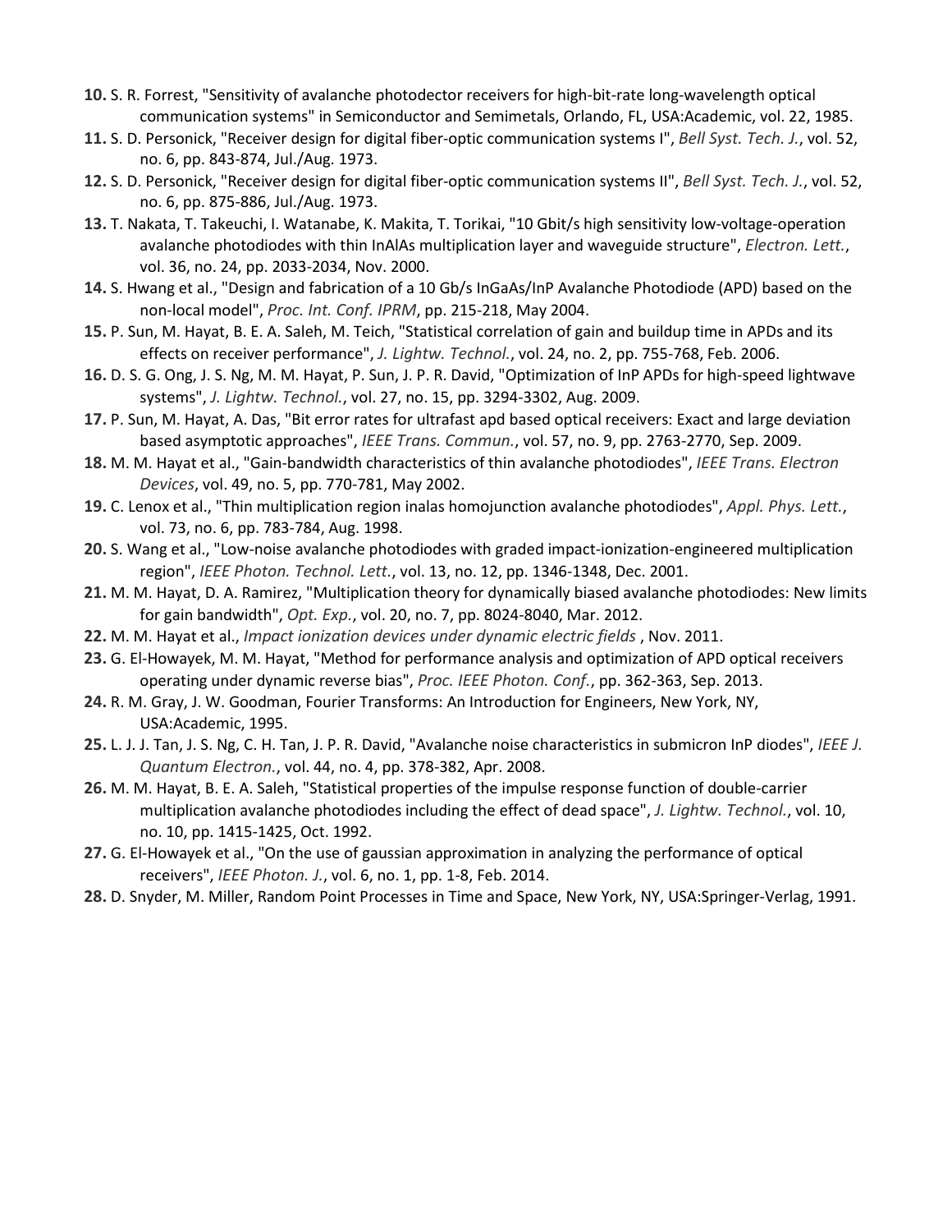**10.** S. R. Forrest, "Sensitivity of avalanche photodector receivers for high-bit-rate long-wavelength optical communication systems" in Semiconductor and Semimetals, Orlando, FL, USA:Academic, vol. 22, 1985.

**11.** S. D. Personick, "Receiver design for digital fiber-optic communication systems I", *Bell Syst. Tech. J.*, vol. 52, no. 6, pp. 843-874, Jul./Aug. 1973.

**12.** S. D. Personick, "Receiver design for digital fiber-optic communication systems II", *Bell Syst. Tech. J.*, vol. 52, no. 6, pp. 875-886, Jul./Aug. 1973.

**13.** T. Nakata, T. Takeuchi, I. Watanabe, K. Makita, T. Torikai, "10 Gbit/s high sensitivity low-voltage-operation avalanche photodiodes with thin InAlAs multiplication layer and waveguide structure", *Electron. Lett.*, vol. 36, no. 24, pp. 2033-2034, Nov. 2000.

**14.** S. Hwang et al., "Design and fabrication of a 10 Gb/s InGaAs/InP Avalanche Photodiode (APD) based on the non-local model", *Proc. Int. Conf. IPRM*, pp. 215-218, May 2004.

**15.** P. Sun, M. Hayat, B. E. A. Saleh, M. Teich, "Statistical correlation of gain and buildup time in APDs and its effects on receiver performance", *J. Lightw. Technol.*, vol. 24, no. 2, pp. 755-768, Feb. 2006.

**16.** D. S. G. Ong, J. S. Ng, M. M. Hayat, P. Sun, J. P. R. David, "Optimization of InP APDs for high-speed lightwave systems", *J. Lightw. Technol.*, vol. 27, no. 15, pp. 3294-3302, Aug. 2009.

**17.** P. Sun, M. Hayat, A. Das, "Bit error rates for ultrafast apd based optical receivers: Exact and large deviation based asymptotic approaches", *IEEE Trans. Commun.*, vol. 57, no. 9, pp. 2763-2770, Sep. 2009.

**18.** M. M. Hayat et al., "Gain-bandwidth characteristics of thin avalanche photodiodes", *IEEE Trans. Electron Devices*, vol. 49, no. 5, pp. 770-781, May 2002.

**19.** C. Lenox et al., "Thin multiplication region inalas homojunction avalanche photodiodes", *Appl. Phys. Lett.*, vol. 73, no. 6, pp. 783-784, Aug. 1998.

**20.** S. Wang et al., "Low-noise avalanche photodiodes with graded impact-ionization-engineered multiplication region", *IEEE Photon. Technol. Lett.*, vol. 13, no. 12, pp. 1346-1348, Dec. 2001.

**21.** M. M. Hayat, D. A. Ramirez, "Multiplication theory for dynamically biased avalanche photodiodes: New limits for gain bandwidth", *Opt. Exp.*, vol. 20, no. 7, pp. 8024-8040, Mar. 2012.

**22.** M. M. Hayat et al., *Impact ionization devices under dynamic electric fields* , Nov. 2011.

**23.** G. El-Howayek, M. M. Hayat, "Method for performance analysis and optimization of APD optical receivers operating under dynamic reverse bias", *Proc. IEEE Photon. Conf.*, pp. 362-363, Sep. 2013.

**24.** R. M. Gray, J. W. Goodman, Fourier Transforms: An Introduction for Engineers, New York, NY, USA:Academic, 1995.

**25.** L. J. J. Tan, J. S. Ng, C. H. Tan, J. P. R. David, "Avalanche noise characteristics in submicron InP diodes", *IEEE J. Quantum Electron.*, vol. 44, no. 4, pp. 378-382, Apr. 2008.

**26.** M. M. Hayat, B. E. A. Saleh, "Statistical properties of the impulse response function of double-carrier multiplication avalanche photodiodes including the effect of dead space", *J. Lightw. Technol.*, vol. 10, no. 10, pp. 1415-1425, Oct. 1992.

**27.** G. El-Howayek et al., "On the use of gaussian approximation in analyzing the performance of optical receivers", *IEEE Photon. J.*, vol. 6, no. 1, pp. 1-8, Feb. 2014.

**28.** D. Snyder, M. Miller, Random Point Processes in Time and Space, New York, NY, USA:Springer-Verlag, 1991.